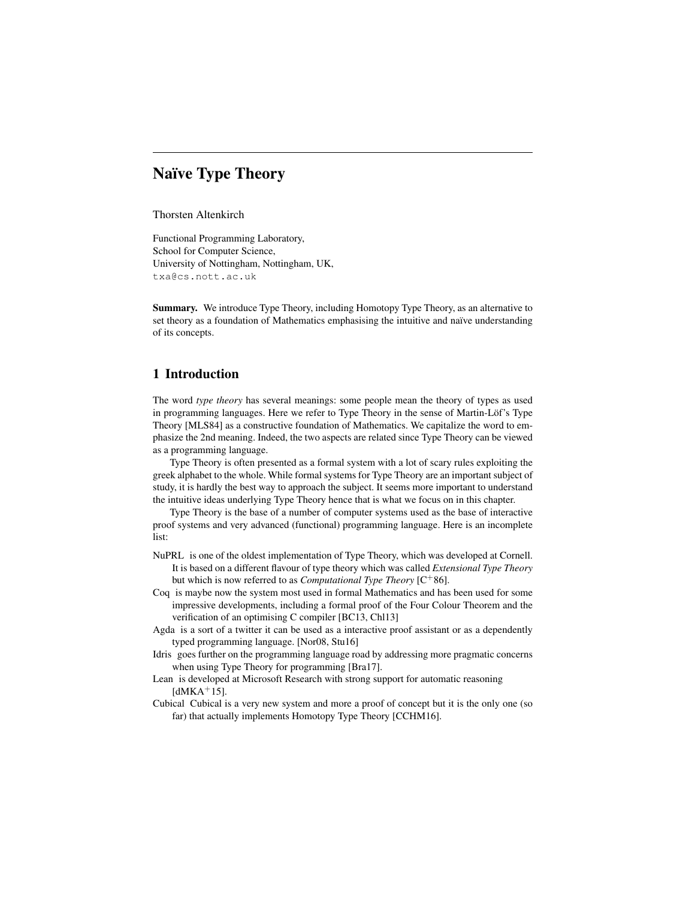# Naïve Type Theory

Thorsten Altenkirch

Functional Programming Laboratory,
School for Computer Science,
University of Nottingham, Nottingham, UK,
txa@cs.nott.ac.uk

**Summary.** We introduce Type Theory, including Homotopy Type Theory, as an alternative to set theory as a foundation of Mathematics emphasising the intuitive and naïve understanding of its concepts.

## 1 Introduction

The word *type theory* has several meanings: some people mean the theory of types as used in programming languages. Here we refer to Type Theory in the sense of Martin-Löf's Type Theory [MLS84] as a constructive foundation of Mathematics. We capitalize the word to emphasize the 2nd meaning. Indeed, the two aspects are related since Type Theory can be viewed as a programming language.

Type Theory is often presented as a formal system with a lot of scary rules exploiting the greek alphabet to the whole. While formal systems for Type Theory are an important subject of study, it is hardly the best way to approach the subject. It seems more important to understand the intuitive ideas underlying Type Theory hence that is what we focus on in this chapter.

Type Theory is the base of a number of computer systems used as the base of interactive proof systems and very advanced (functional) programming language. Here is an incomplete list:

- NuPRL is one of the oldest implementation of Type Theory, which was developed at Cornell. It is based on a different flavour of type theory which was called *Extensional Type Theory* but which is now referred to as *Computational Type Theory* [C+86].
- Coq is maybe now the system most used in formal Mathematics and has been used for some impressive developments, including a formal proof of the Four Colour Theorem and the verification of an optimising C compiler [BC13, Chl13]
- Agda is a sort of a twitter it can be used as a interactive proof assistant or as a dependently typed programming language. [Nor08, Stu16]
- Idris goes further on the programming language road by addressing more pragmatic concerns when using Type Theory for programming [Bra17].
- Lean is developed at Microsoft Research with strong support for automatic reasoning [dMKA+15].
- Cubical Cubical is a very new system and more a proof of concept but it is the only one (so far) that actually implements Homotopy Type Theory [CCHM16].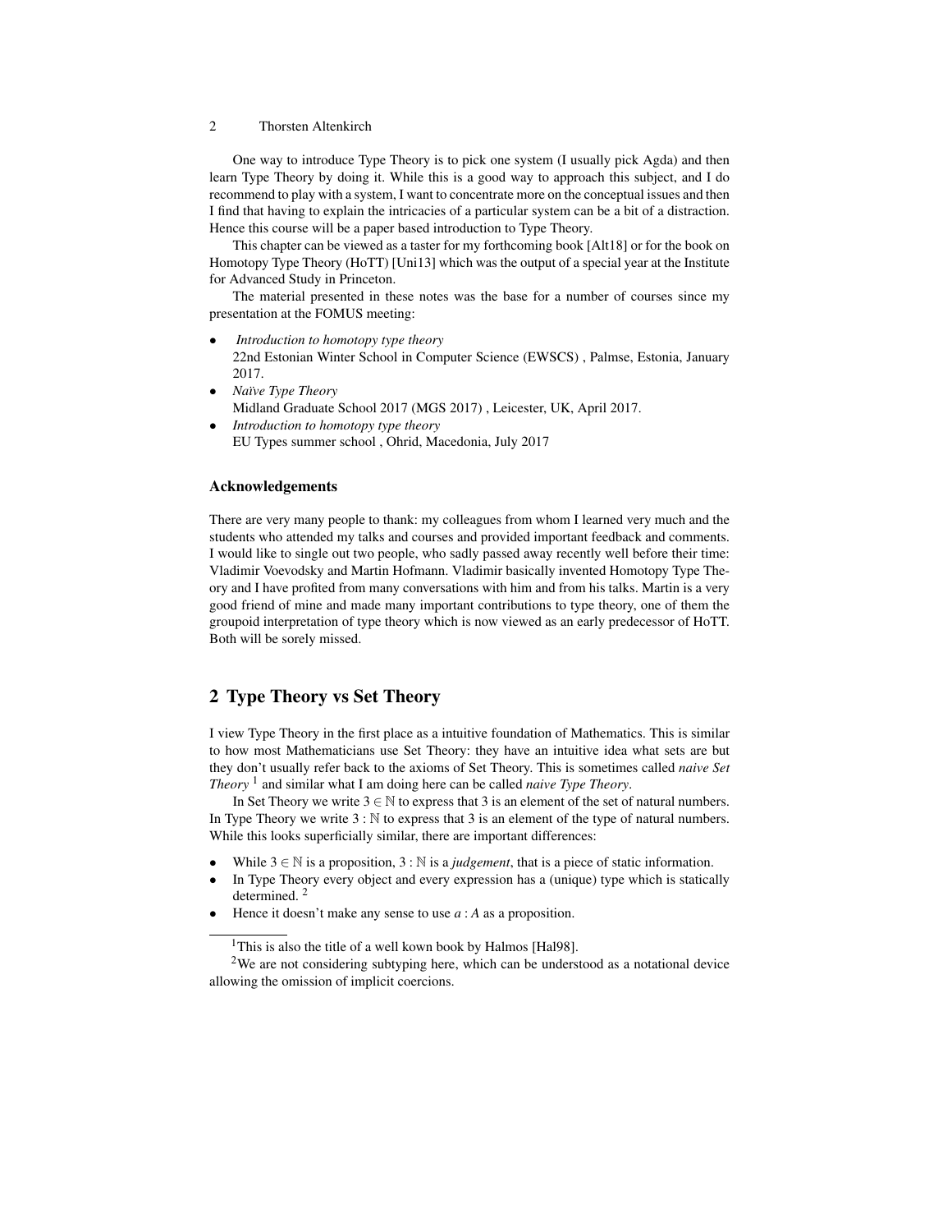One way to introduce Type Theory is to pick one system (I usually pick Agda) and then learn Type Theory by doing it. While this is a good way to approach this subject, and I do recommend to play with a system, I want to concentrate more on the conceptual issues and then I find that having to explain the intricacies of a particular system can be a bit of a distraction. Hence this course will be a paper based introduction to Type Theory.

This chapter can be viewed as a taster for my forthcoming book [Alt18] or for the book on Homotopy Type Theory (HoTT) [Uni13] which was the output of a special year at the Institute for Advanced Study in Princeton.

The material presented in these notes was the base for a number of courses since my presentation at the FOMUS meeting:

- *Introduction to homotopy type theory*
  22nd Estonian Winter School in Computer Science (EWSCS) , Palmse, Estonia, January 2017.
- *Naïve Type Theory*
  Midland Graduate School 2017 (MGS 2017) , Leicester, UK, April 2017.
- *Introduction to homotopy type theory*
  EU Types summer school , Ohrid, Macedonia, July 2017

### Acknowledgements

There are very many people to thank: my colleagues from whom I learned very much and the students who attended my talks and courses and provided important feedback and comments. I would like to single out two people, who sadly passed away recently well before their time: Vladimir Voevodsky and Martin Hofmann. Vladimir basically invented Homotopy Type Theory and I have profited from many conversations with him and from his talks. Martin is a very good friend of mine and made many important contributions to type theory, one of them the groupoid interpretation of type theory which is now viewed as an early predecessor of HoTT. Both will be sorely missed.

## 2 Type Theory vs Set Theory

I view Type Theory in the first place as a intuitive foundation of Mathematics. This is similar to how most Mathematicians use Set Theory: they have an intuitive idea what sets are but they don't usually refer back to the axioms of Set Theory. This is sometimes called *naive Set Theory* [1] and similar what I am doing here can be called *naive Type Theory*.

In Set Theory we write $3 \in \mathbb{N}$ to express that 3 is an element of the set of natural numbers. In Type Theory we write $3 : \mathbb{N}$ to express that 3 is an element of the type of natural numbers. While this looks superficially similar, there are important differences:

- While $3 \in \mathbb{N}$ is a proposition, $3 : \mathbb{N}$ is a *judgement*, that is a piece of static information.
- In Type Theory every object and every expression has a (unique) type which is statically determined. [2]
- Hence it doesn't make any sense to use $a : A$ as a proposition.

[1] This is also the title of a well kown book by Halmos [Hal98].

[2] We are not considering subtyping here, which can be understood as a notational device allowing the omission of implicit coercions.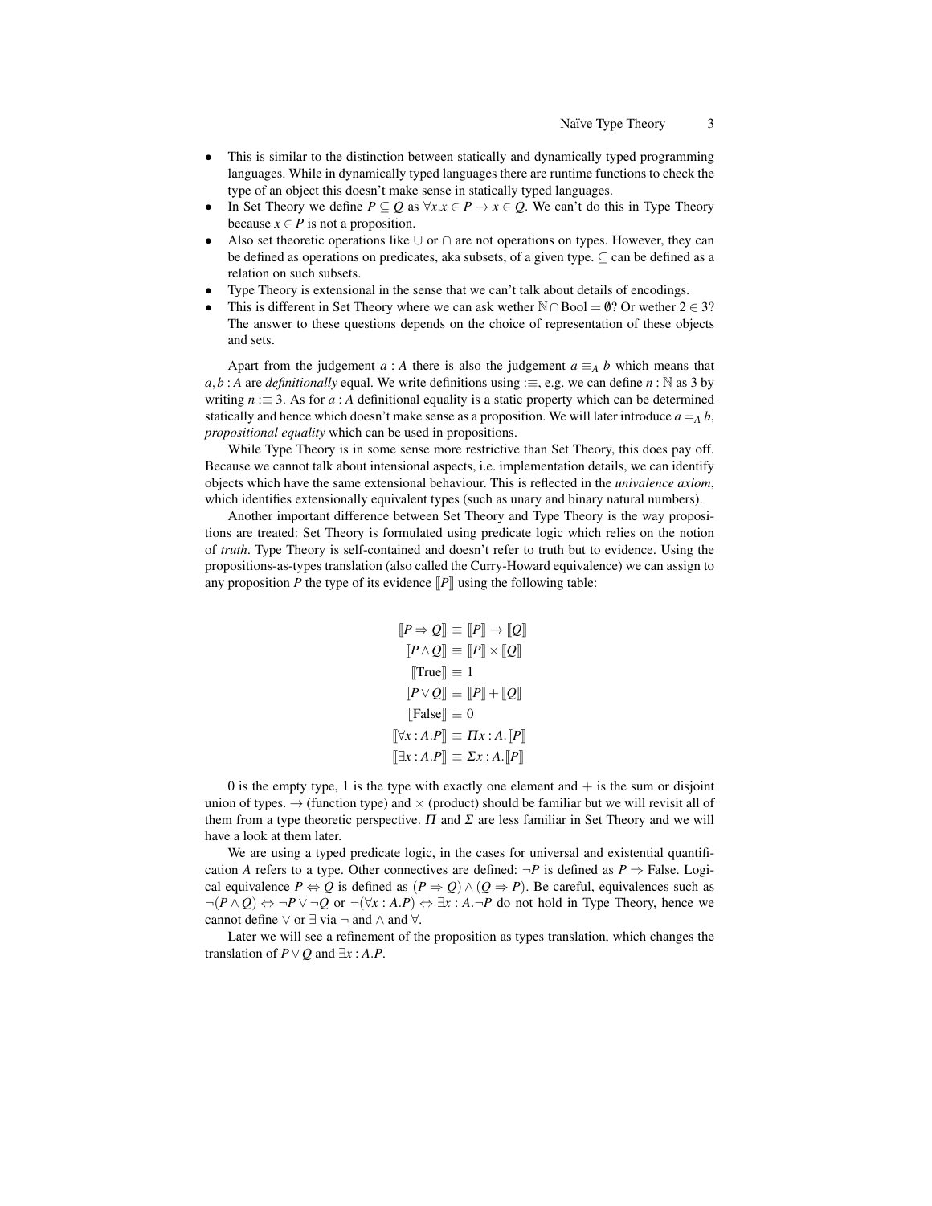- This is similar to the distinction between statically and dynamically typed programming languages. While in dynamically typed languages there are runtime functions to check the type of an object this doesn't make sense in statically typed languages.
- In Set Theory we define $P \subseteq Q$ as $\forall x. x \in P \to x \in Q$. We can't do this in Type Theory because $x \in P$ is not a proposition.
- Also set theoretic operations like $\cup$ or $\cap$ are not operations on types. However, they can be defined as operations on predicates, aka subsets, of a given type. $\subseteq$ can be defined as a relation on such subsets.
- Type Theory is extensional in the sense that we can't talk about details of encodings.
- This is different in Set Theory where we can ask wether $\mathbb{N} \cap \mathrm{Bool} = \emptyset$? Or wether $2 \in 3$? The answer to these questions depends on the choice of representation of these objects and sets.

Apart from the judgement $a : A$ there is also the judgement $a \equiv_A b$ which means that $a, b : A$ are *definitionally* equal. We write definitions using $:\equiv$, e.g. we can define $n : \mathbb{N}$ as 3 by writing $n :\equiv 3$. As for $a : A$ definitional equality is a static property which can be determined statically and hence which doesn't make sense as a proposition. We will later introduce $a =_A b$, *propositional equality* which can be used in propositions.

While Type Theory is in some sense more restrictive than Set Theory, this does pay off. Because we cannot talk about intensional aspects, i.e. implementation details, we can identify objects which have the same extensional behaviour. This is reflected in the *univalence axiom*, which identifies extensionally equivalent types (such as unary and binary natural numbers).

Another important difference between Set Theory and Type Theory is the way propositions are treated: Set Theory is formulated using predicate logic which relies on the notion of *truth*. Type Theory is self-contained and doesn't refer to truth but to evidence. Using the propositions-as-types translation (also called the Curry-Howard equivalence) we can assign to any proposition $P$ the type of its evidence $[\![P]\!]$ using the following table:

$$
\begin{aligned}
[\![P \Rightarrow Q]\!] &\equiv [\![P]\!] \to [\![Q]\!] \\
[\![P \land Q]\!] &\equiv [\![P]\!] \times [\![Q]\!] \\
[\![\mathrm{True}]\!] &\equiv 1 \\
[\![P \lor Q]\!] &\equiv [\![P]\!] + [\![Q]\!] \\
[\![\mathrm{False}]\!] &\equiv 0 \\
[\![\forall x : A.P]\!] &\equiv \Pi x : A.[\![P]\!] \\
[\![\exists x : A.P]\!] &\equiv \Sigma x : A.[\![P]\!]
\end{aligned}
$$

0 is the empty type, 1 is the type with exactly one element and $+$ is the sum or disjoint union of types. $\to$ (function type) and $\times$ (product) should be familiar but we will revisit all of them from a type theoretic perspective. $\Pi$ and $\Sigma$ are less familiar in Set Theory and we will have a look at them later.

We are using a typed predicate logic, in the cases for universal and existential quantification $A$ refers to a type. Other connectives are defined: $\neg P$ is defined as $P \Rightarrow \mathrm{False}$. Logical equivalence $P \Leftrightarrow Q$ is defined as $(P \Rightarrow Q) \land (Q \Rightarrow P)$. Be careful, equivalences such as $\neg(P \land Q) \Leftrightarrow \neg P \lor \neg Q$ or $\neg(\forall x : A.P) \Leftrightarrow \exists x : A.\neg P$ do not hold in Type Theory, hence we cannot define $\lor$ or $\exists$ via $\neg$ and $\land$ and $\forall$.

Later we will see a refinement of the proposition as types translation, which changes the translation of $P \lor Q$ and $\exists x : A.P$.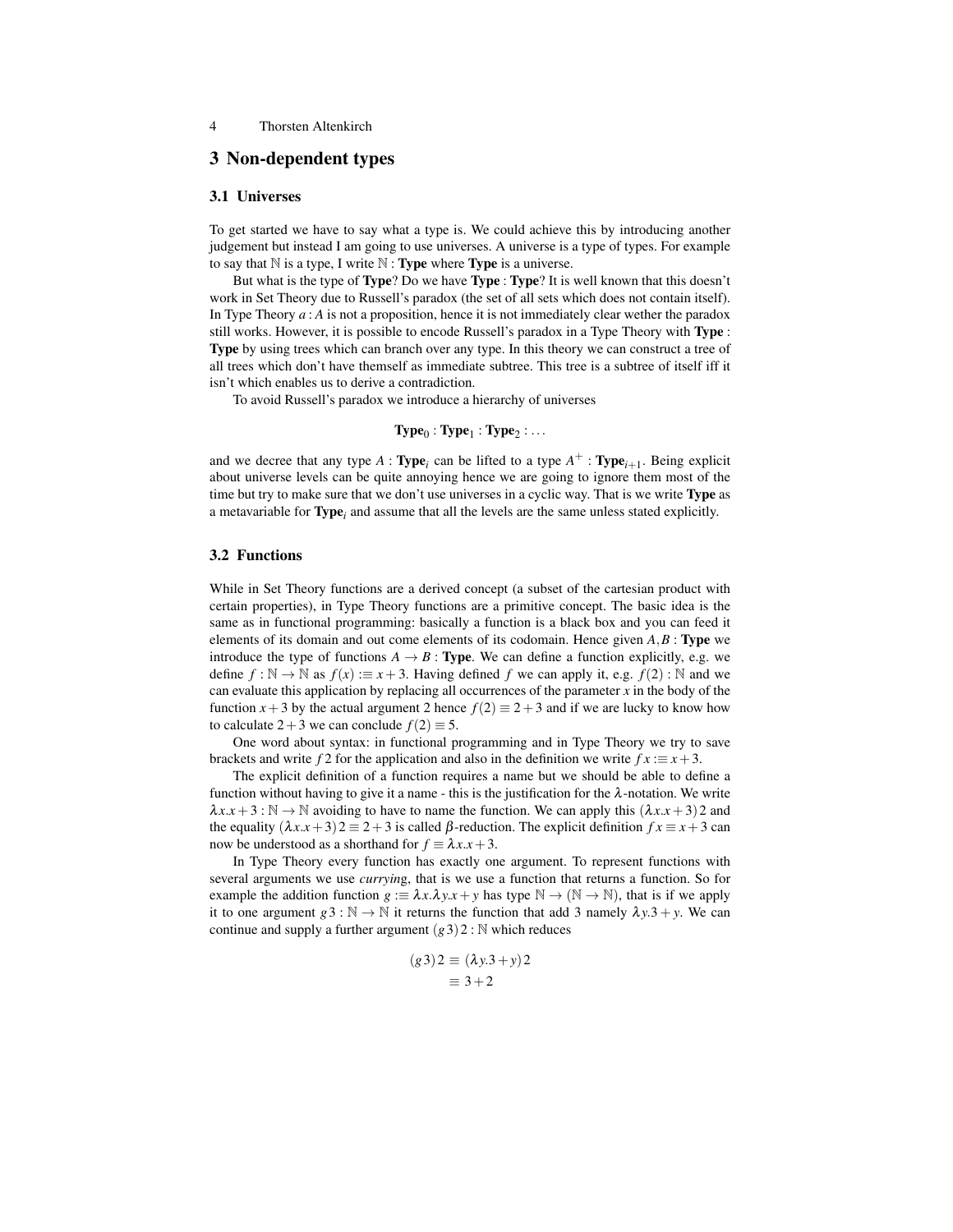## 3 Non-dependent types

### 3.1 Universes

To get started we have to say what a type is. We could achieve this by introducing another judgement but instead I am going to use universes. A universe is a type of types. For example to say that $\mathbb{N}$ is a type, I write $\mathbb{N} : \mathbf{Type}$ where **Type** is a universe.

But what is the type of **Type**? Do we have $\mathbf{Type} : \mathbf{Type}$? It is well known that this doesn't work in Set Theory due to Russell's paradox (the set of all sets which does not contain itself). In Type Theory $a : A$ is not a proposition, hence it is not immediately clear wether the paradox still works. However, it is possible to encode Russell's paradox in a Type Theory with $\mathbf{Type} : \mathbf{Type}$ by using trees which can branch over any type. In this theory we can construct a tree of all trees which don't have themself as immediate subtree. This tree is a subtree of itself iff it isn't which enables us to derive a contradiction.

To avoid Russell's paradox we introduce a hierarchy of universes

$$\mathbf{Type}_0 : \mathbf{Type}_1 : \mathbf{Type}_2 : \ldots$$

and we decree that any type $A : \mathbf{Type}_i$ can be lifted to a type $A^+ : \mathbf{Type}_{i+1}$. Being explicit about universe levels can be quite annoying hence we are going to ignore them most of the time but try to make sure that we don't use universes in a cyclic way. That is we write **Type** as a metavariable for $\mathbf{Type}_i$ and assume that all the levels are the same unless stated explicitly.

### 3.2 Functions

While in Set Theory functions are a derived concept (a subset of the cartesian product with certain properties), in Type Theory functions are a primitive concept. The basic idea is the same as in functional programming: basically a function is a black box and you can feed it elements of its domain and out come elements of its codomain. Hence given $A, B : \mathbf{Type}$ we introduce the type of functions $A \to B : \mathbf{Type}$. We can define a function explicitly, e.g. we define $f : \mathbb{N} \to \mathbb{N}$ as $f(x) :\equiv x + 3$. Having defined $f$ we can apply it, e.g. $f(2) : \mathbb{N}$ and we can evaluate this application by replacing all occurrences of the parameter $x$ in the body of the function $x + 3$ by the actual argument 2 hence $f(2) \equiv 2 + 3$ and if we are lucky to know how to calculate $2 + 3$ we can conclude $f(2) \equiv 5$.

One word about syntax: in functional programming and in Type Theory we try to save brackets and write $f\,2$ for the application and also in the definition we write $f\,x :\equiv x + 3$.

The explicit definition of a function requires a name but we should be able to define a function without having to give it a name - this is the justification for the $\lambda$-notation. We write $\lambda x.x + 3 : \mathbb{N} \to \mathbb{N}$ avoiding to have to name the function. We can apply this $(\lambda x.x + 3)\,2$ and the equality $(\lambda x.x + 3)\,2 \equiv 2 + 3$ is called $\beta$-reduction. The explicit definition $f\,x \equiv x + 3$ can now be understood as a shorthand for $f \equiv \lambda x.x + 3$.

In Type Theory every function has exactly one argument. To represent functions with several arguments we use *currying*, that is we use a function that returns a function. So for example the addition function $g :\equiv \lambda x.\lambda y.x + y$ has type $\mathbb{N} \to (\mathbb{N} \to \mathbb{N})$, that is if we apply it to one argument $g\,3 : \mathbb{N} \to \mathbb{N}$ it returns the function that add 3 namely $\lambda y.3 + y$. We can continue and supply a further argument $(g\,3)\,2 : \mathbb{N}$ which reduces

$$\begin{aligned}(g\,3)\,2 &\equiv (\lambda y.3 + y)\,2 \\ &\equiv 3 + 2\end{aligned}$$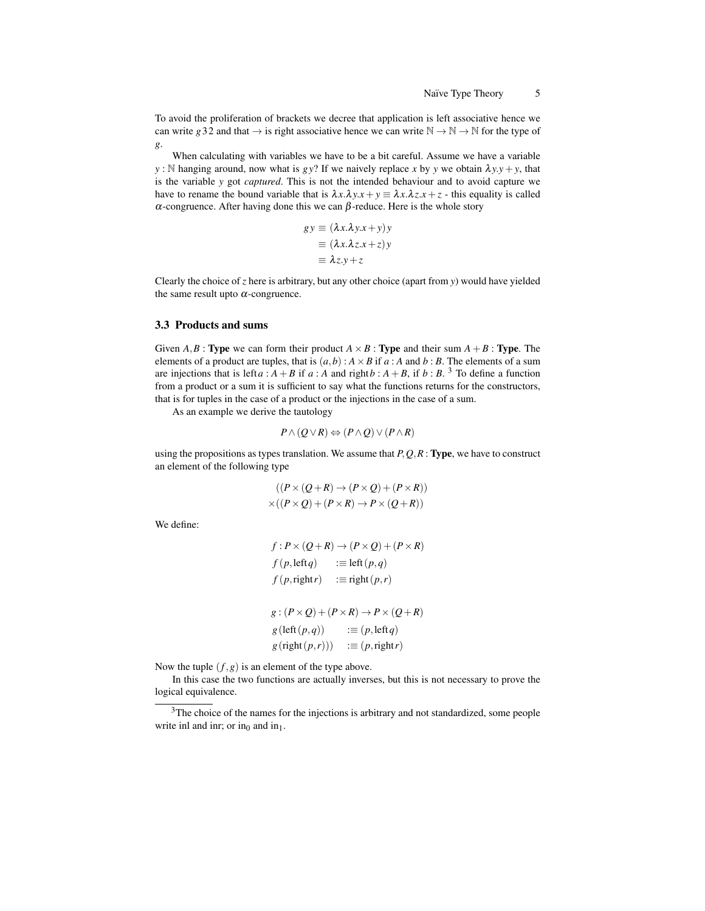To avoid the proliferation of brackets we decree that application is left associative hence we can write $g\,3\,2$ and that $\to$ is right associative hence we can write $\mathbb{N} \to \mathbb{N} \to \mathbb{N}$ for the type of $g$.

When calculating with variables we have to be a bit careful. Assume we have a variable $y : \mathbb{N}$ hanging around, now what is $g\,y$? If we naively replace $x$ by $y$ we obtain $\lambda y.y + y$, that is the variable $y$ got *captured*. This is not the intended behaviour and to avoid capture we have to rename the bound variable that is $\lambda x.\lambda y.x + y \equiv \lambda x.\lambda z.x + z$ - this equality is called $\alpha$-congruence. After having done this we can $\beta$-reduce. Here is the whole story

$$\begin{aligned} g\,y &\equiv (\lambda x.\lambda y.x + y)\,y \\ &\equiv (\lambda x.\lambda z.x + z)\,y \\ &\equiv \lambda z.y + z \end{aligned}$$

Clearly the choice of $z$ here is arbitrary, but any other choice (apart from $y$) would have yielded the same result upto $\alpha$-congruence.

### 3.3 Products and sums

Given $A, B : \textbf{Type}$ we can form their product $A \times B : \textbf{Type}$ and their sum $A + B : \textbf{Type}$. The elements of a product are tuples, that is $(a, b) : A \times B$ if $a : A$ and $b : B$. The elements of a sum are injections that is $\mathrm{left}\,a : A + B$ if $a : A$ and $\mathrm{right}\,b : A + B$, if $b : B$. [3] To define a function from a product or a sum it is sufficient to say what the functions returns for the constructors, that is for tuples in the case of a product or the injections in the case of a sum.

As an example we derive the tautology

$$P \wedge (Q \vee R) \Leftrightarrow (P \wedge Q) \vee (P \wedge R)$$

using the propositions as types translation. We assume that $P, Q, R : \textbf{Type}$, we have to construct an element of the following type

$$\begin{aligned} &((P \times (Q + R) \to (P \times Q) + (P \times R)) \\ \times &((P \times Q) + (P \times R) \to P \times (Q + R)) \end{aligned}$$

We define:

$$\begin{aligned} &f : P \times (Q + R) \to (P \times Q) + (P \times R) \\ &f\,(p, \mathrm{left}\,q) \quad :\equiv \mathrm{left}\,(p, q) \\ &f\,(p, \mathrm{right}\,r) \quad :\equiv \mathrm{right}\,(p, r) \end{aligned}$$

$$\begin{aligned} &g : (P \times Q) + (P \times R) \to P \times (Q + R) \\ &g\,(\mathrm{left}\,(p, q)) \quad :\equiv (p, \mathrm{left}\,q) \\ &g\,(\mathrm{right}\,(p, r))) \quad :\equiv (p, \mathrm{right}\,r) \end{aligned}$$

Now the tuple $(f, g)$ is an element of the type above.

In this case the two functions are actually inverses, but this is not necessary to prove the logical equivalence.

---

[3] The choice of the names for the injections is arbitrary and not standardized, some people write inl and inr; or $\mathrm{in}_0$ and $\mathrm{in}_1$.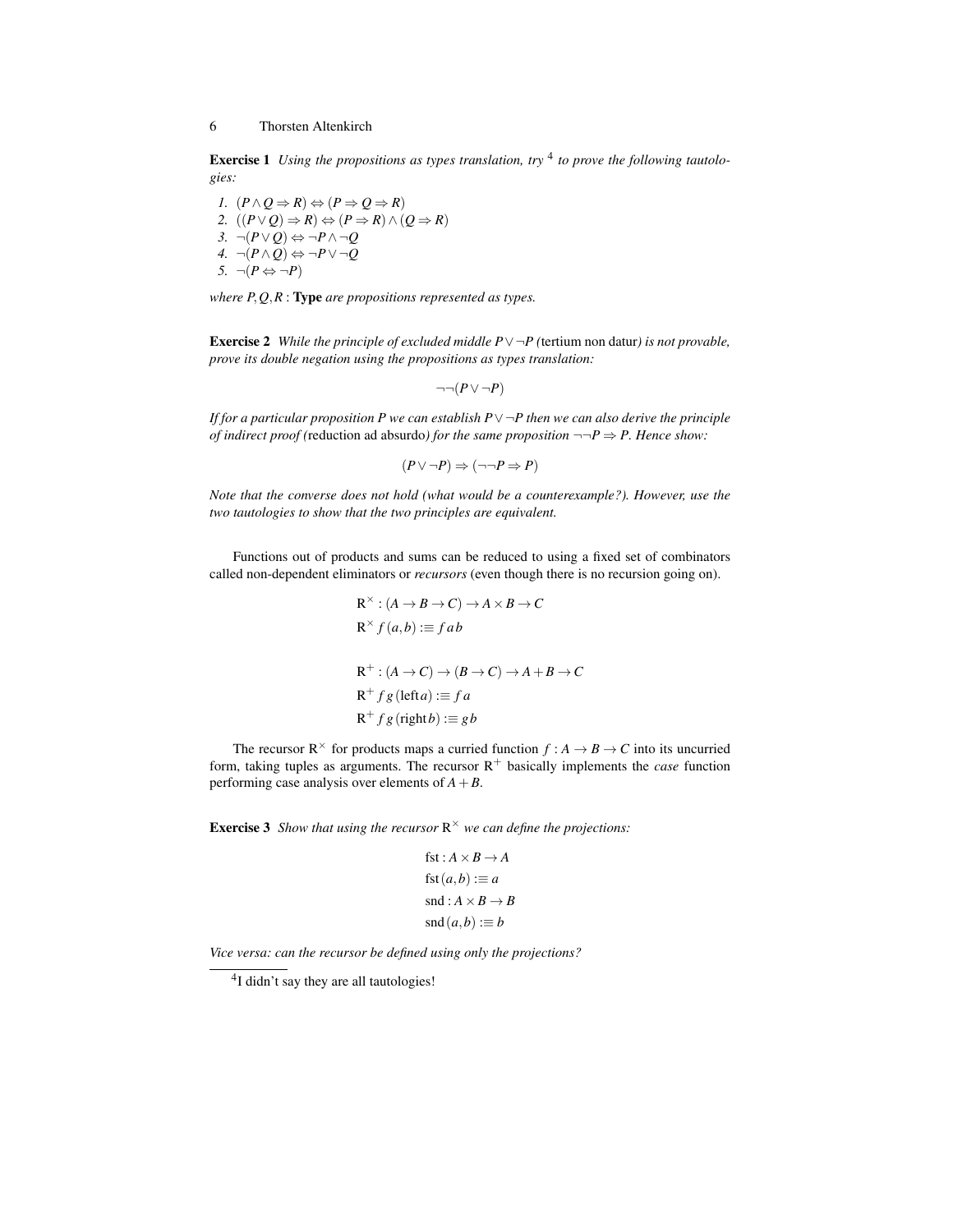**Exercise 1** *Using the propositions as types translation, try* [4] *to prove the following tautologies:*

1. $(P \wedge Q \Rightarrow R) \Leftrightarrow (P \Rightarrow Q \Rightarrow R)$
2. $((P \vee Q) \Rightarrow R) \Leftrightarrow (P \Rightarrow R) \wedge (Q \Rightarrow R)$
3. $\neg(P \vee Q) \Leftrightarrow \neg P \wedge \neg Q$
4. $\neg(P \wedge Q) \Leftrightarrow \neg P \vee \neg Q$
5. $\neg(P \Leftrightarrow \neg P)$

*where* $P, Q, R : \textbf{Type}$ *are propositions represented as types.*

**Exercise 2** *While the principle of excluded middle* $P \vee \neg P$ *(*tertium non datur*) is not provable, prove its double negation using the propositions as types translation:*

$$\neg\neg(P \vee \neg P)$$

*If for a particular proposition P we can establish* $P \vee \neg P$ *then we can also derive the principle of indirect proof (*reduction ad absurdo*) for the same proposition* $\neg\neg P \Rightarrow P$. *Hence show:*

$$(P \vee \neg P) \Rightarrow (\neg\neg P \Rightarrow P)$$

*Note that the converse does not hold (what would be a counterexample?). However, use the two tautologies to show that the two principles are equivalent.*

Functions out of products and sums can be reduced to using a fixed set of combinators called non-dependent eliminators or *recursors* (even though there is no recursion going on).

$$\mathrm{R}^{\times} : (A \to B \to C) \to A \times B \to C$$
$$\mathrm{R}^{\times}\, f\,(a,b) :\equiv f\, a\, b$$

$$\mathrm{R}^{+} : (A \to C) \to (B \to C) \to A + B \to C$$
$$\mathrm{R}^{+}\, f\, g\,(\mathrm{left}\, a) :\equiv f\, a$$
$$\mathrm{R}^{+}\, f\, g\,(\mathrm{right}\, b) :\equiv g\, b$$

The recursor $\mathrm{R}^{\times}$ for products maps a curried function $f : A \to B \to C$ into its uncurried form, taking tuples as arguments. The recursor $\mathrm{R}^{+}$ basically implements the *case* function performing case analysis over elements of $A + B$.

**Exercise 3** *Show that using the recursor* $\mathrm{R}^{\times}$ *we can define the projections:*

$$\mathrm{fst} : A \times B \to A$$
$$\mathrm{fst}\,(a,b) :\equiv a$$
$$\mathrm{snd} : A \times B \to B$$
$$\mathrm{snd}\,(a,b) :\equiv b$$

*Vice versa: can the recursor be defined using only the projections?*

---

[4] I didn't say they are all tautologies!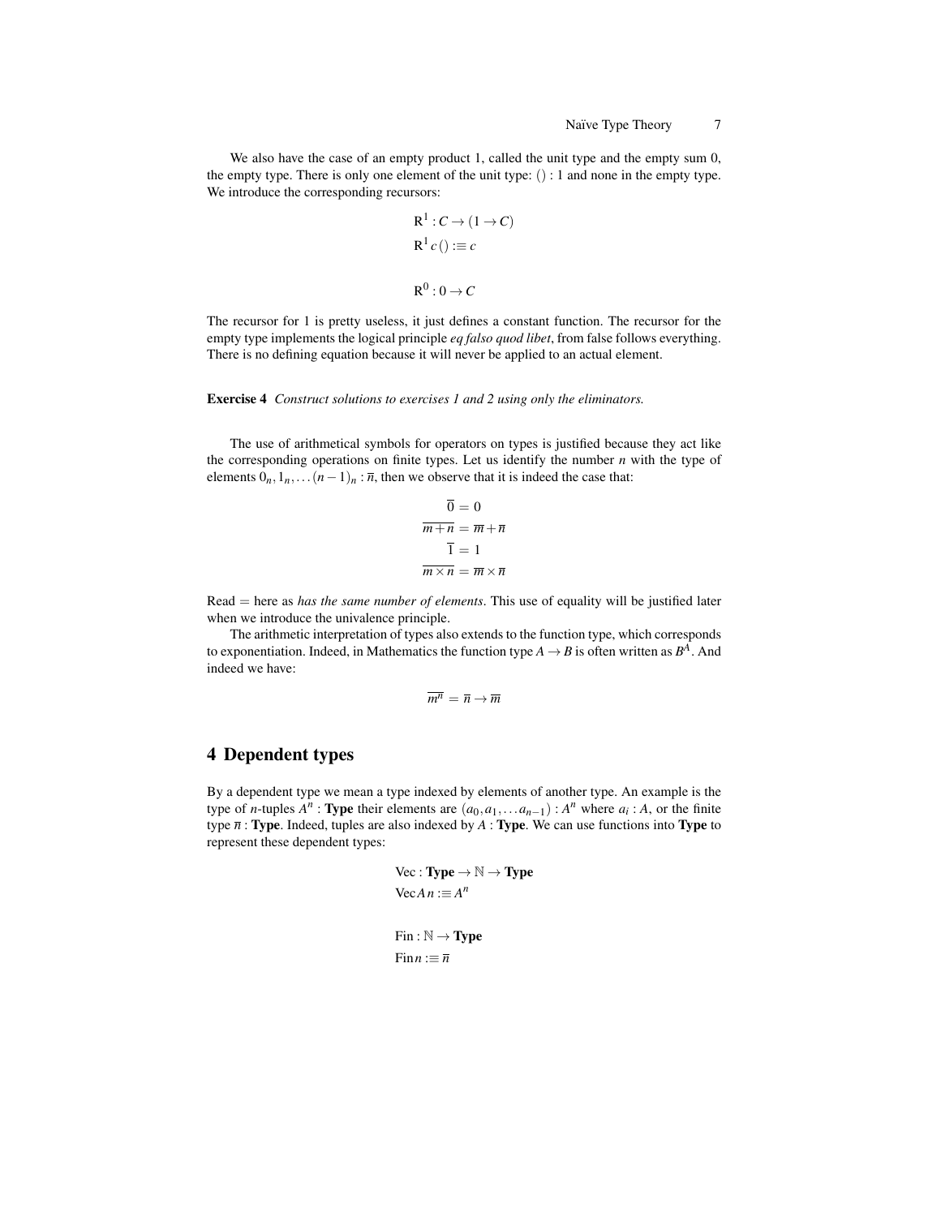We also have the case of an empty product 1, called the unit type and the empty sum 0, the empty type. There is only one element of the unit type: $() : 1$ and none in the empty type. We introduce the corresponding recursors:

$$\mathrm{R}^1 : C \to (1 \to C)$$
$$\mathrm{R}^1\, c\, () :\equiv c$$

$$\mathrm{R}^0 : 0 \to C$$

The recursor for 1 is pretty useless, it just defines a constant function. The recursor for the empty type implements the logical principle *eq falso quod libet*, from false follows everything. There is no defining equation because it will never be applied to an actual element.

**Exercise 4** *Construct solutions to exercises 1 and 2 using only the eliminators.*

The use of arithmetical symbols for operators on types is justified because they act like the corresponding operations on finite types. Let us identify the number $n$ with the type of elements $0_n, 1_n, \ldots (n-1)_n : \overline{n}$, then we observe that it is indeed the case that:

$$\overline{0} = 0$$
$$\overline{m+n} = \overline{m} + \overline{n}$$
$$\overline{1} = 1$$
$$\overline{m \times n} = \overline{m} \times \overline{n}$$

Read $=$ here as *has the same number of elements*. This use of equality will be justified later when we introduce the univalence principle.

The arithmetic interpretation of types also extends to the function type, which corresponds to exponentiation. Indeed, in Mathematics the function type $A \to B$ is often written as $B^A$. And indeed we have:

$$\overline{m^n} = \overline{n} \to \overline{m}$$

# 4 Dependent types

By a dependent type we mean a type indexed by elements of another type. An example is the type of $n$-tuples $A^n$ : **Type** their elements are $(a_0, a_1, \ldots a_{n-1}) : A^n$ where $a_i : A$, or the finite type $\overline{n}$ : **Type**. Indeed, tuples are also indexed by $A$ : **Type**. We can use functions into **Type** to represent these dependent types:

$$\mathrm{Vec} : \mathbf{Type} \to \mathbb{N} \to \mathbf{Type}$$
$$\mathrm{Vec}\, A\, n :\equiv A^n$$

$$\mathrm{Fin} : \mathbb{N} \to \mathbf{Type}$$
$$\mathrm{Fin}\, n :\equiv \overline{n}$$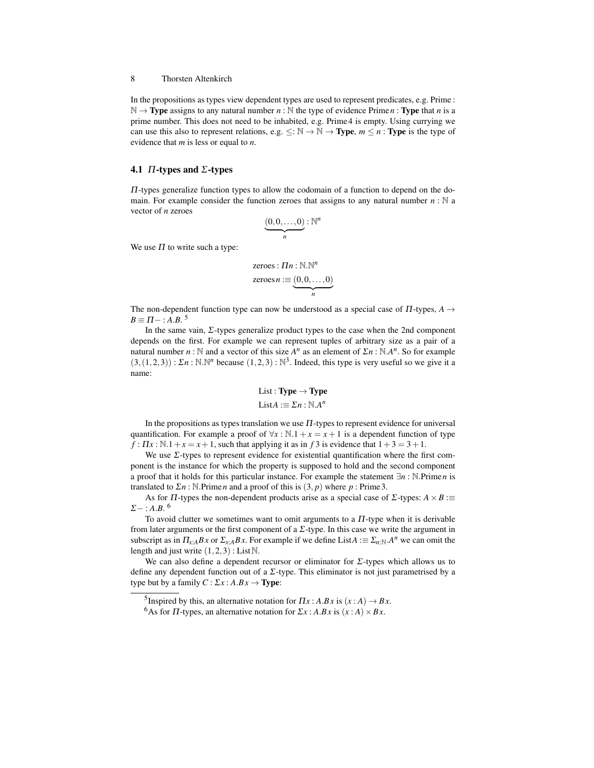In the propositions as types view dependent types are used to represent predicates, e.g. Prime : $\mathbb{N} \to \mathbf{Type}$ assigns to any natural number $n : \mathbb{N}$ the type of evidence $\text{Prime}\,n : \mathbf{Type}$ that $n$ is a prime number. This does not need to be inhabited, e.g. Prime 4 is empty. Using currying we can use this also to represent relations, e.g. $\leq : \mathbb{N} \to \mathbb{N} \to \mathbf{Type}$, $m \leq n : \mathbf{Type}$ is the type of evidence that $m$ is less or equal to $n$.

### 4.1 $\Pi$-types and $\Sigma$-types

$\Pi$-types generalize function types to allow the codomain of a function to depend on the domain. For example consider the function zeroes that assigns to any natural number $n : \mathbb{N}$ a vector of $n$ zeroes

$$\underbrace{(0,0,\dots,0)}_{n} : \mathbb{N}^n$$

We use $\Pi$ to write such a type:

$$\text{zeroes} : \Pi n : \mathbb{N}.\mathbb{N}^n$$
$$\text{zeroes}\,n :\equiv \underbrace{(0,0,\dots,0)}_{n}$$

The non-dependent function type can now be understood as a special case of $\Pi$-types, $A \to B \equiv \Pi - : A.B$. [5]

In the same vain, $\Sigma$-types generalize product types to the case when the 2nd component depends on the first. For example we can represent tuples of arbitrary size as a pair of a natural number $n : \mathbb{N}$ and a vector of this size $A^n$ as an element of $\Sigma n : \mathbb{N}.A^n$. So for example $(3,(1,2,3)) : \Sigma n : \mathbb{N}.\mathbb{N}^n$ because $(1,2,3) : \mathbb{N}^3$. Indeed, this type is very useful so we give it a name:

$$\text{List} : \mathbf{Type} \to \mathbf{Type}$$
$$\text{List}A :\equiv \Sigma n : \mathbb{N}.A^n$$

In the propositions as types translation we use $\Pi$-types to represent evidence for universal quantification. For example a proof of $\forall x : \mathbb{N}.1 + x = x + 1$ is a dependent function of type $f : \Pi x : \mathbb{N}.1 + x = x + 1$, such that applying it as in $f\,3$ is evidence that $1 + 3 = 3 + 1$.

We use $\Sigma$-types to represent evidence for existential quantification where the first component is the instance for which the property is supposed to hold and the second component a proof that it holds for this particular instance. For example the statement $\exists n : \mathbb{N}.\text{Prime}\,n$ is translated to $\Sigma n : \mathbb{N}.\text{Prime}\,n$ and a proof of this is $(3, p)$ where $p : \text{Prime}\,3$.

As for $\Pi$-types the non-dependent products arise as a special case of $\Sigma$-types: $A \times B :\equiv \Sigma - : A.B$. [6]

To avoid clutter we sometimes want to omit arguments to a $\Pi$-type when it is derivable from later arguments or the first component of a $\Sigma$-type. In this case we write the argument in subscript as in $\Pi_{x:A}Bx$ or $\Sigma_{x:A}Bx$. For example if we define $\text{List}A :\equiv \Sigma_{n:\mathbb{N}}.A^n$ we can omit the length and just write $(1,2,3) : \text{List}\,\mathbb{N}$.

We can also define a dependent recursor or eliminator for $\Sigma$-types which allows us to define any dependent function out of a $\Sigma$-type. This eliminator is not just parametrised by a type but by a family $C : \Sigma x : A.Bx \to \mathbf{Type}$:

---

[5] Inspired by this, an alternative notation for $\Pi x : A.Bx$ is $(x : A) \to Bx$.

[6] As for $\Pi$-types, an alternative notation for $\Sigma x : A.Bx$ is $(x : A) \times Bx$.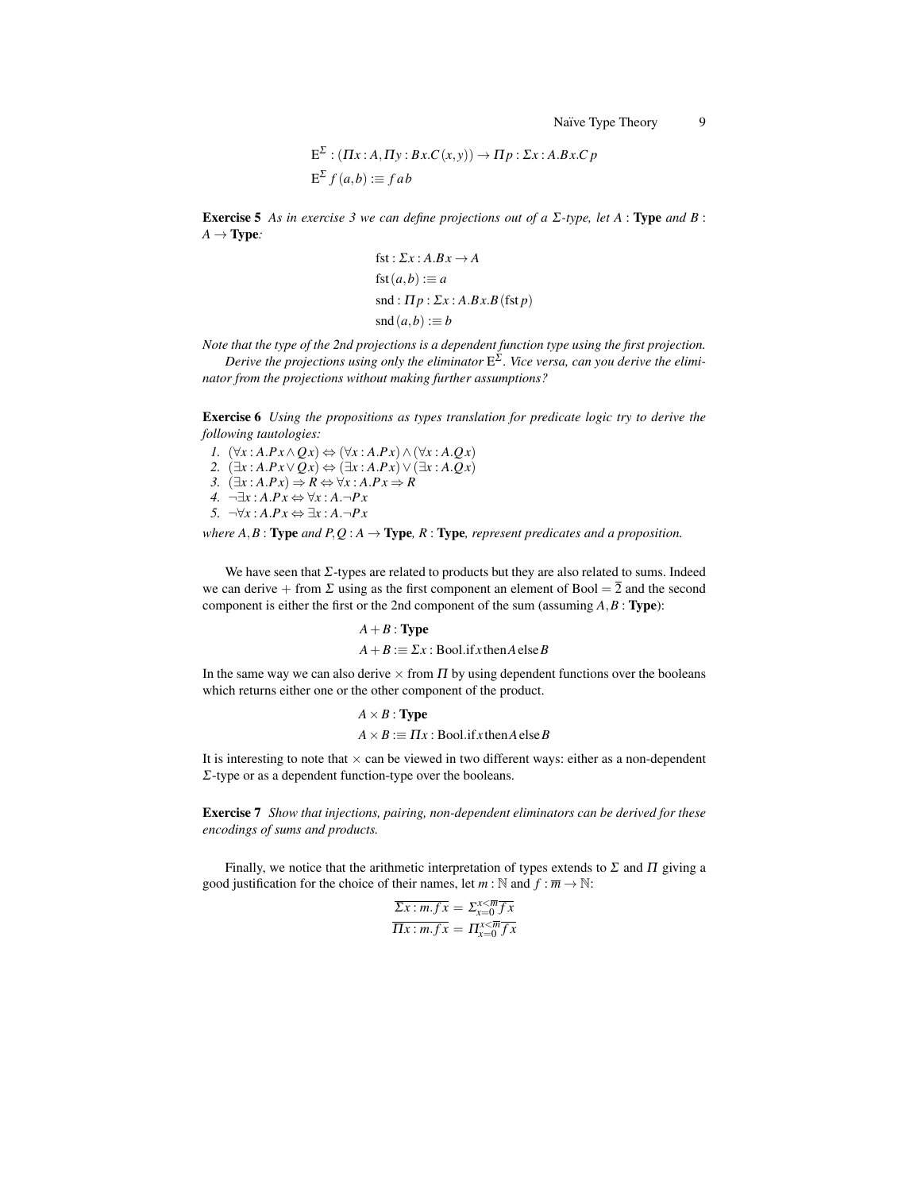$$\mathrm{E}^{\Sigma} : (\Pi x : A, \Pi y : B\,x.C\,(x,y)) \to \Pi p : \Sigma x : A.B\,x.C\,p$$
$$\mathrm{E}^{\Sigma}\,f\,(a,b) :\equiv f\,a\,b$$

**Exercise 5** *As in exercise 3 we can define projections out of a $\Sigma$-type, let $A$ :* **Type** *and $B$ : $A \to$* **Type***:*

$$\mathrm{fst} : \Sigma x : A.B\,x \to A$$
$$\mathrm{fst}\,(a,b) :\equiv a$$
$$\mathrm{snd} : \Pi p : \Sigma x : A.B\,x.B\,(\mathrm{fst}\,p)$$
$$\mathrm{snd}\,(a,b) :\equiv b$$

*Note that the type of the 2nd projections is a dependent function type using the first projection.*

*Derive the projections using only the eliminator $\mathrm{E}^{\Sigma}$. Vice versa, can you derive the eliminator from the projections without making further assumptions?*

**Exercise 6** *Using the propositions as types translation for predicate logic try to derive the following tautologies:*

1. $(\forall x : A.P\,x \land Q\,x) \Leftrightarrow (\forall x : A.P\,x) \land (\forall x : A.Q\,x)$
2. $(\exists x : A.P\,x \lor Q\,x) \Leftrightarrow (\exists x : A.P\,x) \lor (\exists x : A.Q\,x)$
3. $(\exists x : A.P\,x) \Rightarrow R \Leftrightarrow \forall x : A.P\,x \Rightarrow R$
4. $\neg\exists x : A.P\,x \Leftrightarrow \forall x : A.\neg P\,x$
5. $\neg\forall x : A.P\,x \Leftrightarrow \exists x : A.\neg P\,x$

*where $A,B$ :* **Type** *and $P,Q : A \to$* **Type***, $R$ :* **Type***, represent predicates and a proposition.*

We have seen that $\Sigma$-types are related to products but they are also related to sums. Indeed we can derive $+$ from $\Sigma$ using as the first component an element of $\mathrm{Bool} = \overline{2}$ and the second component is either the first or the 2nd component of the sum (assuming $A,B$ : **Type**):

$$A + B : \mathbf{Type}$$
$$A + B :\equiv \Sigma x : \mathrm{Bool}.\mathrm{if}\,x\,\mathrm{then}\,A\,\mathrm{else}\,B$$

In the same way we can also derive $\times$ from $\Pi$ by using dependent functions over the booleans which returns either one or the other component of the product.

$$A \times B : \mathbf{Type}$$
$$A \times B :\equiv \Pi x : \mathrm{Bool}.\mathrm{if}\,x\,\mathrm{then}\,A\,\mathrm{else}\,B$$

It is interesting to note that $\times$ can be viewed in two different ways: either as a non-dependent $\Sigma$-type or as a dependent function-type over the booleans.

**Exercise 7** *Show that injections, pairing, non-dependent eliminators can be derived for these encodings of sums and products.*

Finally, we notice that the arithmetic interpretation of types extends to $\Sigma$ and $\Pi$ giving a good justification for the choice of their names, let $m : \mathbb{N}$ and $f : \overline{m} \to \mathbb{N}$:

$$\overline{\Sigma x : m.f\,x} = \Sigma_{x=0}^{x<\overline{m}}\overline{f\,x}$$
$$\overline{\Pi x : m.f\,x} = \Pi_{x=0}^{x<\overline{m}}\overline{f\,x}$$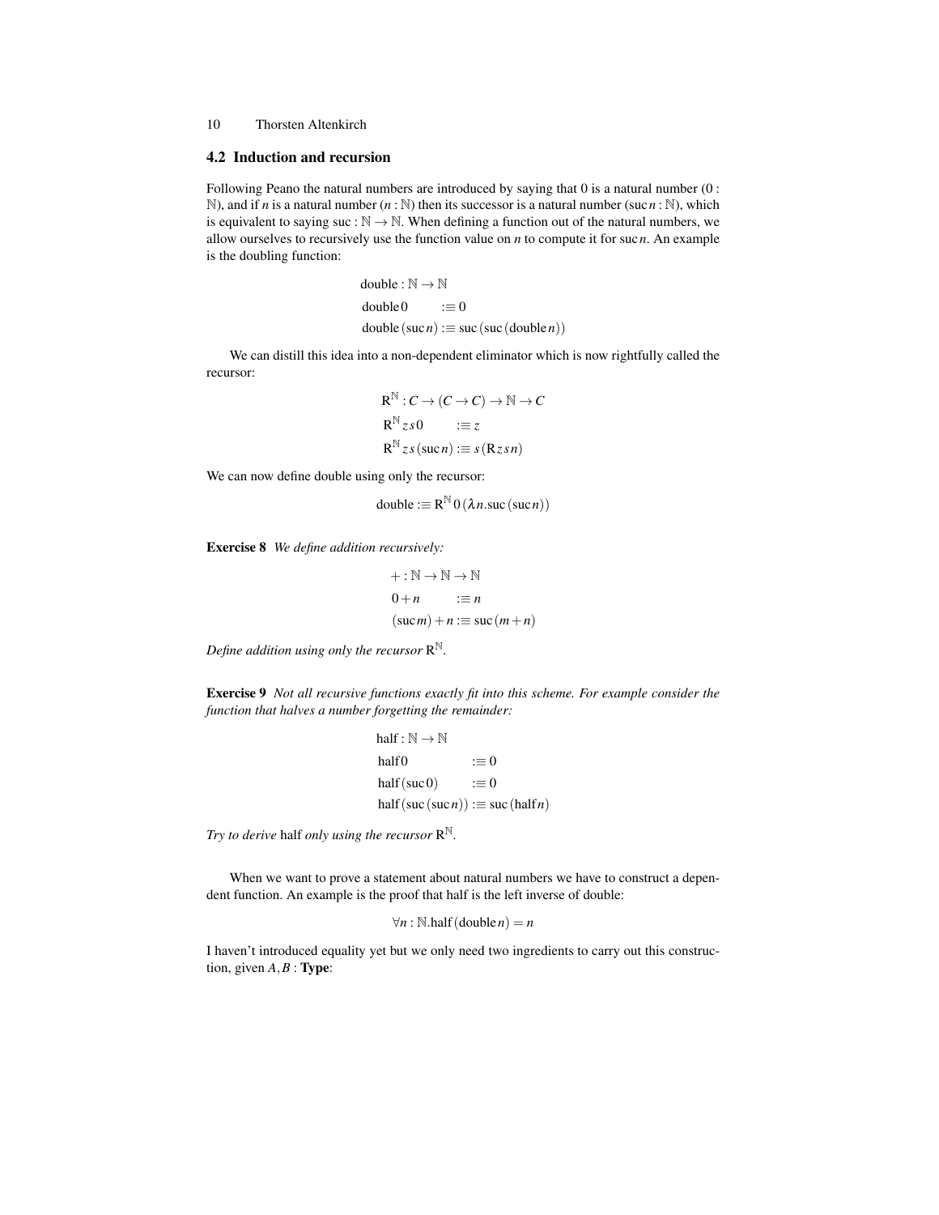### 4.2 Induction and recursion

Following Peano the natural numbers are introduced by saying that 0 is a natural number ($0 : \mathbb{N}$), and if $n$ is a natural number ($n : \mathbb{N}$) then its successor is a natural number ($\mathrm{suc}\,n : \mathbb{N}$), which is equivalent to saying $\mathrm{suc} : \mathbb{N} \to \mathbb{N}$. When defining a function out of the natural numbers, we allow ourselves to recursively use the function value on $n$ to compute it for $\mathrm{suc}\,n$. An example is the doubling function:

$$
\begin{aligned}
&\mathrm{double} : \mathbb{N} \to \mathbb{N} \\
&\mathrm{double}\,0 \quad :\equiv 0 \\
&\mathrm{double}\,(\mathrm{suc}\,n) :\equiv \mathrm{suc}\,(\mathrm{suc}\,(\mathrm{double}\,n))
\end{aligned}
$$

We can distill this idea into a non-dependent eliminator which is now rightfully called the recursor:

$$
\begin{aligned}
&\mathrm{R}^{\mathbb{N}} : C \to (C \to C) \to \mathbb{N} \to C \\
&\mathrm{R}^{\mathbb{N}}\,z\,s\,0 \quad :\equiv z \\
&\mathrm{R}^{\mathbb{N}}\,z\,s\,(\mathrm{suc}\,n) :\equiv s\,(\mathrm{R}\,z\,s\,n)
\end{aligned}
$$

We can now define double using only the recursor:

$$
\mathrm{double} :\equiv \mathrm{R}^{\mathbb{N}}\,0\,(\lambda n.\mathrm{suc}\,(\mathrm{suc}\,n))
$$

**Exercise 8** *We define addition recursively:*

$$
\begin{aligned}
&+ : \mathbb{N} \to \mathbb{N} \to \mathbb{N} \\
&0 + n \quad :\equiv n \\
&(\mathrm{suc}\,m) + n :\equiv \mathrm{suc}\,(m + n)
\end{aligned}
$$

*Define addition using only the recursor* $\mathrm{R}^{\mathbb{N}}$.

**Exercise 9** *Not all recursive functions exactly fit into this scheme. For example consider the function that halves a number forgetting the remainder:*

$$
\begin{aligned}
&\mathrm{half} : \mathbb{N} \to \mathbb{N} \\
&\mathrm{half}\,0 \quad :\equiv 0 \\
&\mathrm{half}\,(\mathrm{suc}\,0) \quad :\equiv 0 \\
&\mathrm{half}\,(\mathrm{suc}\,(\mathrm{suc}\,n)) :\equiv \mathrm{suc}\,(\mathrm{half}\,n)
\end{aligned}
$$

*Try to derive* half *only using the recursor* $\mathrm{R}^{\mathbb{N}}$.

When we want to prove a statement about natural numbers we have to construct a dependent function. An example is the proof that half is the left inverse of double:

$$
\forall n : \mathbb{N}.\mathrm{half}\,(\mathrm{double}\,n) = n
$$

I haven't introduced equality yet but we only need two ingredients to carry out this construction, given $A, B :$ **Type**: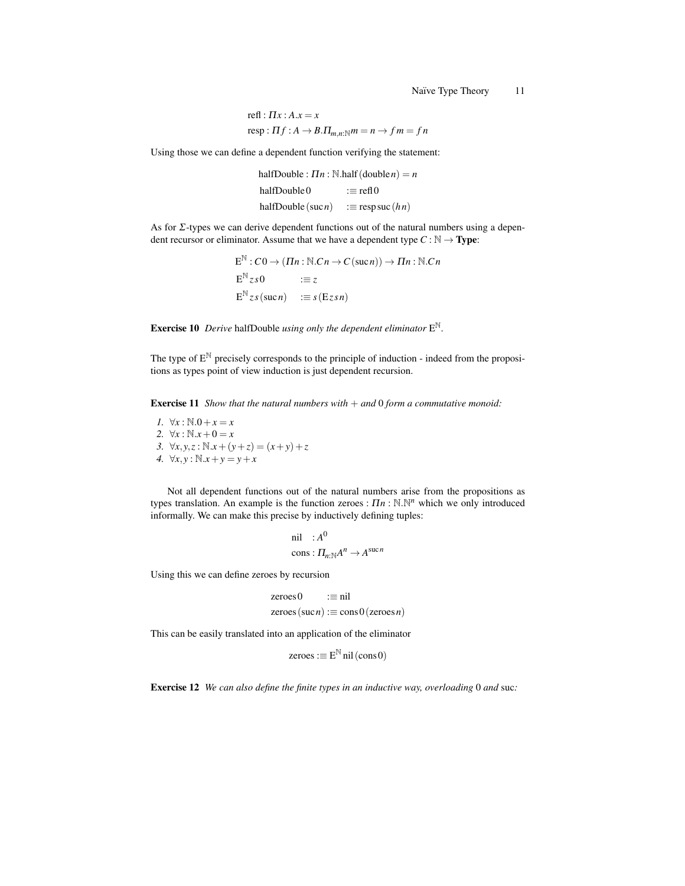$$\text{refl} : \Pi x : A.x = x$$
$$\text{resp} : \Pi f : A \to B.\Pi_{m,n:\mathbb{N}} m = n \to f\,m = f\,n$$

Using those we can define a dependent function verifying the statement:

$$\begin{aligned}
&\text{halfDouble} : \Pi n : \mathbb{N}.\text{half}\,(\text{double}\,n) = n \\
&\text{halfDouble}\,0 \qquad :\equiv \text{refl}\,0 \\
&\text{halfDouble}\,(\text{suc}\,n) \quad :\equiv \text{resp}\,\text{suc}\,(h\,n)
\end{aligned}$$

As for $\Sigma$-types we can derive dependent functions out of the natural numbers using a dependent recursor or eliminator. Assume that we have a dependent type $C : \mathbb{N} \to \mathbf{Type}$:

$$\begin{aligned}
&\mathrm{E}^{\mathbb{N}} : C\,0 \to (\Pi n : \mathbb{N}.C\,n \to C\,(\text{suc}\,n)) \to \Pi n : \mathbb{N}.C\,n \\
&\mathrm{E}^{\mathbb{N}}\,z\,s\,0 \qquad :\equiv z \\
&\mathrm{E}^{\mathbb{N}}\,z\,s\,(\text{suc}\,n) \quad :\equiv s\,(\mathrm{E}\,z\,s\,n)
\end{aligned}$$

**Exercise 10** *Derive* halfDouble *using only the dependent eliminator* $\mathrm{E}^{\mathbb{N}}$.

The type of $\mathrm{E}^{\mathbb{N}}$ precisely corresponds to the principle of induction - indeed from the propositions as types point of view induction is just dependent recursion.

**Exercise 11** *Show that the natural numbers with* $+$ *and* $0$ *form a commutative monoid:*

1. $\forall x : \mathbb{N}.0 + x = x$
2. $\forall x : \mathbb{N}.x + 0 = x$
3. $\forall x, y, z : \mathbb{N}.x + (y + z) = (x + y) + z$
4. $\forall x, y : \mathbb{N}.x + y = y + x$

Not all dependent functions out of the natural numbers arise from the propositions as types translation. An example is the function zeroes : $\Pi n : \mathbb{N}.\mathbb{N}^n$ which we only introduced informally. We can make this precise by inductively defining tuples:

$$\begin{aligned}
&\text{nil} \quad : A^0 \\
&\text{cons} : \Pi_{n:\mathbb{N}} A^n \to A^{\text{suc}\,n}
\end{aligned}$$

Using this we can define zeroes by recursion

$$\begin{aligned}
&\text{zeroes}\,0 \qquad :\equiv \text{nil} \\
&\text{zeroes}\,(\text{suc}\,n) :\equiv \text{cons}\,0\,(\text{zeroes}\,n)
\end{aligned}$$

This can be easily translated into an application of the eliminator

$$\text{zeroes} :\equiv \mathrm{E}^{\mathbb{N}}\,\text{nil}\,(\text{cons}\,0)$$

**Exercise 12** *We can also define the finite types in an inductive way, overloading* $0$ *and* suc*:*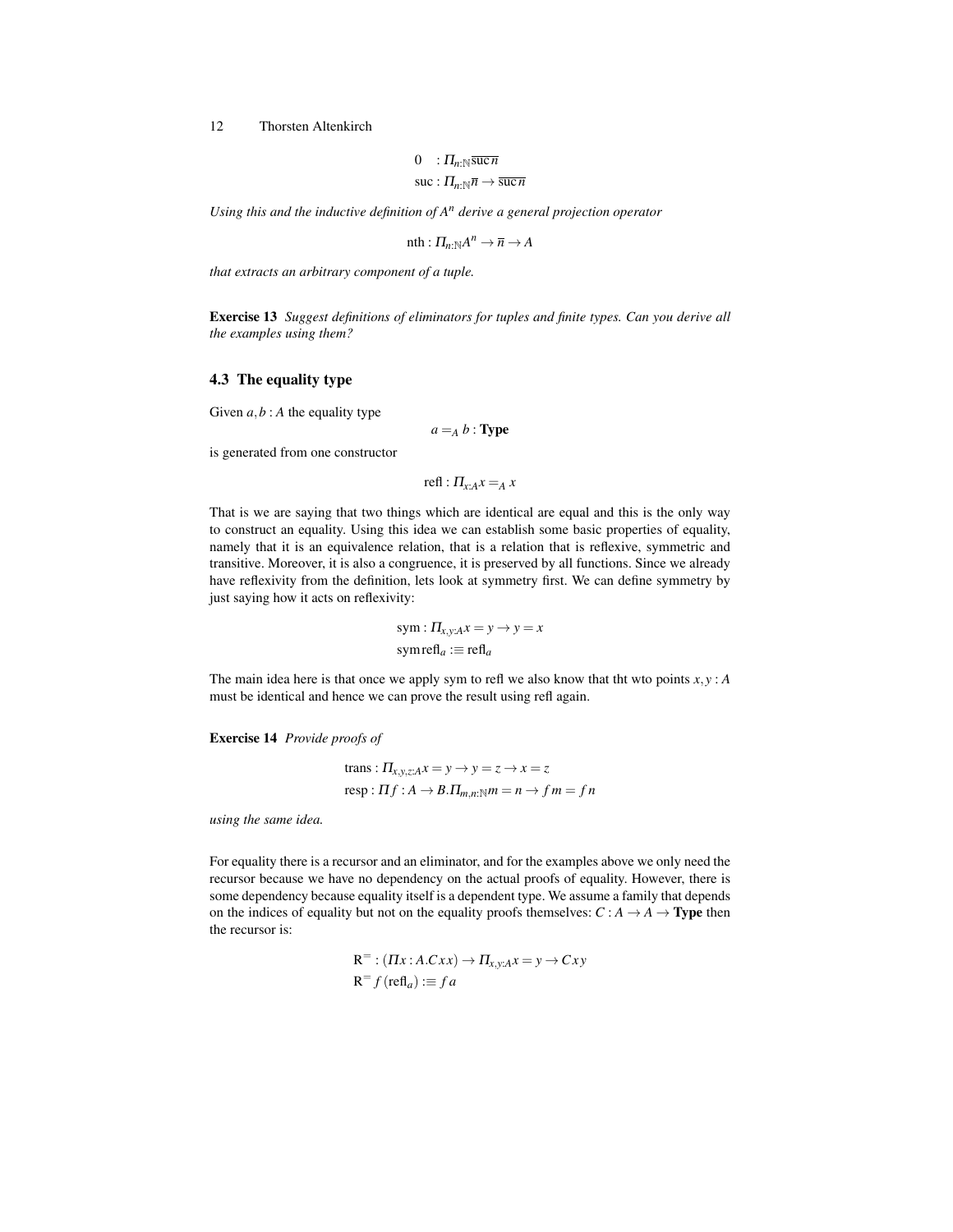$$
\begin{aligned}
0 \quad &: \Pi_{n:\mathbb{N}} \overline{\mathrm{suc}\, n} \\
\mathrm{suc} &: \Pi_{n:\mathbb{N}} \overline{n} \to \overline{\mathrm{suc}\, n}
\end{aligned}
$$

*Using this and the inductive definition of $A^n$ derive a general projection operator*

$$
\mathrm{nth} : \Pi_{n:\mathbb{N}} A^n \to \overline{n} \to A
$$

*that extracts an arbitrary component of a tuple.*

**Exercise 13** *Suggest definitions of eliminators for tuples and finite types. Can you derive all the examples using them?*

### 4.3 The equality type

Given $a, b : A$ the equality type

$$
a =_A b : \mathbf{Type}
$$

is generated from one constructor

$$
\mathrm{refl} : \Pi_{x:A} x =_A x
$$

That is we are saying that two things which are identical are equal and this is the only way to construct an equality. Using this idea we can establish some basic properties of equality, namely that it is an equivalence relation, that is a relation that is reflexive, symmetric and transitive. Moreover, it is also a congruence, it is preserved by all functions. Since we already have reflexivity from the definition, lets look at symmetry first. We can define symmetry by just saying how it acts on reflexivity:

$$
\begin{aligned}
&\mathrm{sym} : \Pi_{x,y:A} x = y \to y = x \\
&\mathrm{sym}\, \mathrm{refl}_a :\equiv \mathrm{refl}_a
\end{aligned}
$$

The main idea here is that once we apply sym to refl we also know that tht wto points $x, y : A$ must be identical and hence we can prove the result using refl again.

**Exercise 14** *Provide proofs of*

$$
\begin{aligned}
&\mathrm{trans} : \Pi_{x,y,z:A} x = y \to y = z \to x = z \\
&\mathrm{resp} : \Pi f : A \to B. \Pi_{m,n:\mathbb{N}} m = n \to f\, m = f\, n
\end{aligned}
$$

*using the same idea.*

For equality there is a recursor and an eliminator, and for the examples above we only need the recursor because we have no dependency on the actual proofs of equality. However, there is some dependency because equality itself is a dependent type. We assume a family that depends on the indices of equality but not on the equality proofs themselves: $C : A \to A \to \mathbf{Type}$ then the recursor is:

$$
\begin{aligned}
&\mathrm{R}^{=} : (\Pi x : A. C\, x\, x) \to \Pi_{x,y:A} x = y \to C\, x\, y \\
&\mathrm{R}^{=}\, f\, (\mathrm{refl}_a) :\equiv f\, a
\end{aligned}
$$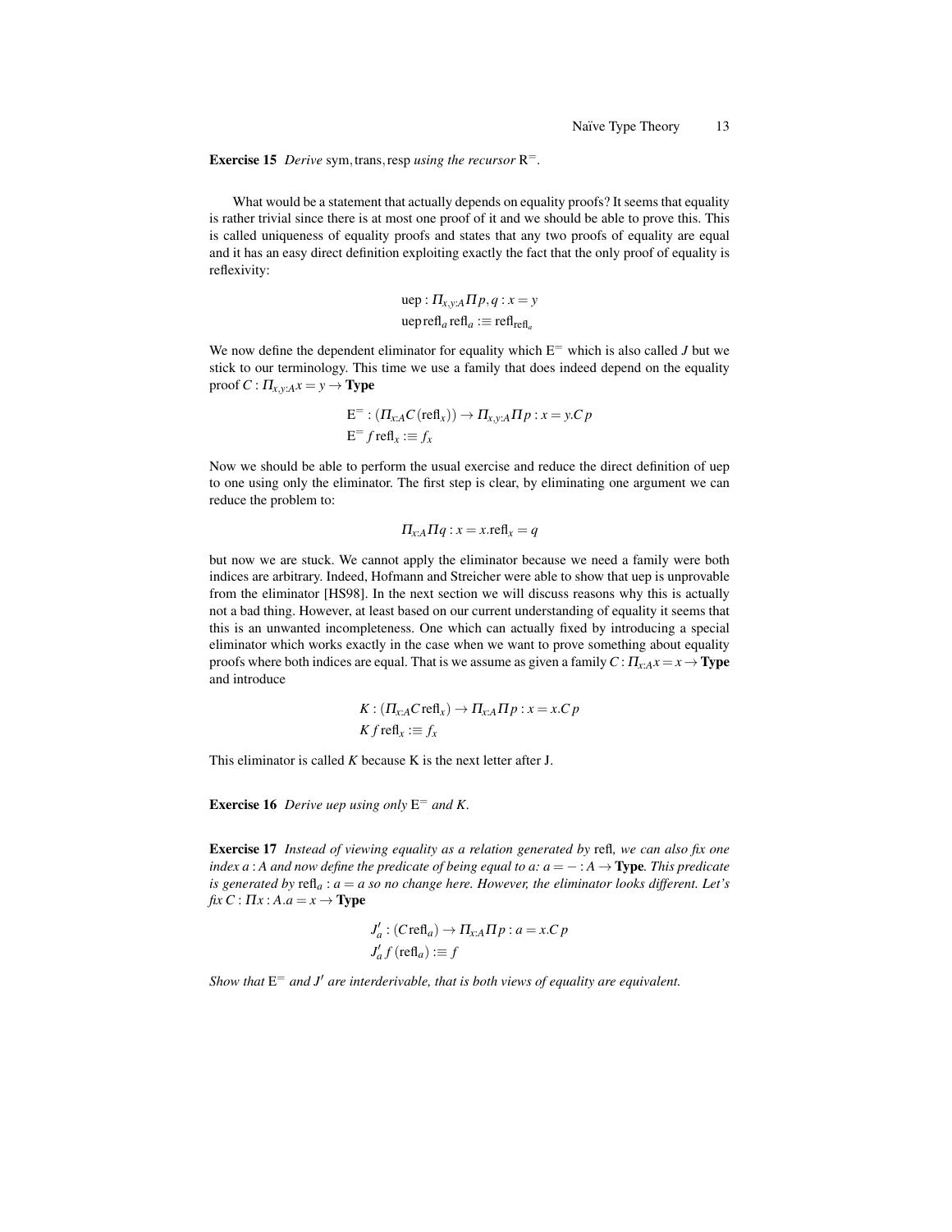**Exercise 15** *Derive* sym, trans, resp *using the recursor* $\mathrm{R}^{=}$.

What would be a statement that actually depends on equality proofs? It seems that equality is rather trivial since there is at most one proof of it and we should be able to prove this. This is called uniqueness of equality proofs and states that any two proofs of equality are equal and it has an easy direct definition exploiting exactly the fact that the only proof of equality is reflexivity:

$$\begin{aligned}
&\mathrm{uep} : \Pi_{x,y:A}\Pi p, q : x = y \\
&\mathrm{uep}\,\mathrm{refl}_a\,\mathrm{refl}_a :\equiv \mathrm{refl}_{\mathrm{refl}_a}
\end{aligned}$$

We now define the dependent eliminator for equality which $\mathrm{E}^{=}$ which is also called $J$ but we stick to our terminology. This time we use a family that does indeed depend on the equality proof $C : \Pi_{x,y:A} x = y \to \mathbf{Type}$

$$\begin{aligned}
&\mathrm{E}^{=} : (\Pi_{x:A} C\,(\mathrm{refl}_x)) \to \Pi_{x,y:A}\Pi p : x = y. C\,p \\
&\mathrm{E}^{=}\,f\,\mathrm{refl}_x :\equiv f_x
\end{aligned}$$

Now we should be able to perform the usual exercise and reduce the direct definition of uep to one using only the eliminator. The first step is clear, by eliminating one argument we can reduce the problem to:

$$\Pi_{x:A}\Pi q : x = x.\mathrm{refl}_x = q$$

but now we are stuck. We cannot apply the eliminator because we need a family were both indices are arbitrary. Indeed, Hofmann and Streicher were able to show that uep is unprovable from the eliminator [HS98]. In the next section we will discuss reasons why this is actually not a bad thing. However, at least based on our current understanding of equality it seems that this is an unwanted incompleteness. One which can actually fixed by introducing a special eliminator which works exactly in the case when we want to prove something about equality proofs where both indices are equal. That is we assume as given a family $C : \Pi_{x:A} x = x \to \mathbf{Type}$ and introduce

$$\begin{aligned}
&K : (\Pi_{x:A} C\,\mathrm{refl}_x) \to \Pi_{x:A}\Pi p : x = x. C\,p \\
&K\,f\,\mathrm{refl}_x :\equiv f_x
\end{aligned}$$

This eliminator is called $K$ because K is the next letter after J.

**Exercise 16** *Derive uep using only* $\mathrm{E}^{=}$ *and* $K$.

**Exercise 17** *Instead of viewing equality as a relation generated by* refl*, we can also fix one index* $a : A$ *and now define the predicate of being equal to a:* $a = - : A \to \mathbf{Type}$*. This predicate is generated by* $\mathrm{refl}_a : a = a$ *so no change here. However, the eliminator looks different. Let's fix* $C : \Pi x : A.a = x \to \mathbf{Type}$

$$\begin{aligned}
&J'_a : (C\,\mathrm{refl}_a) \to \Pi_{x:A}\Pi p : a = x. C\,p \\
&J'_a\,f\,(\mathrm{refl}_a) :\equiv f
\end{aligned}$$

*Show that* $\mathrm{E}^{=}$ *and* $J'$ *are interderivable, that is both views of equality are equivalent.*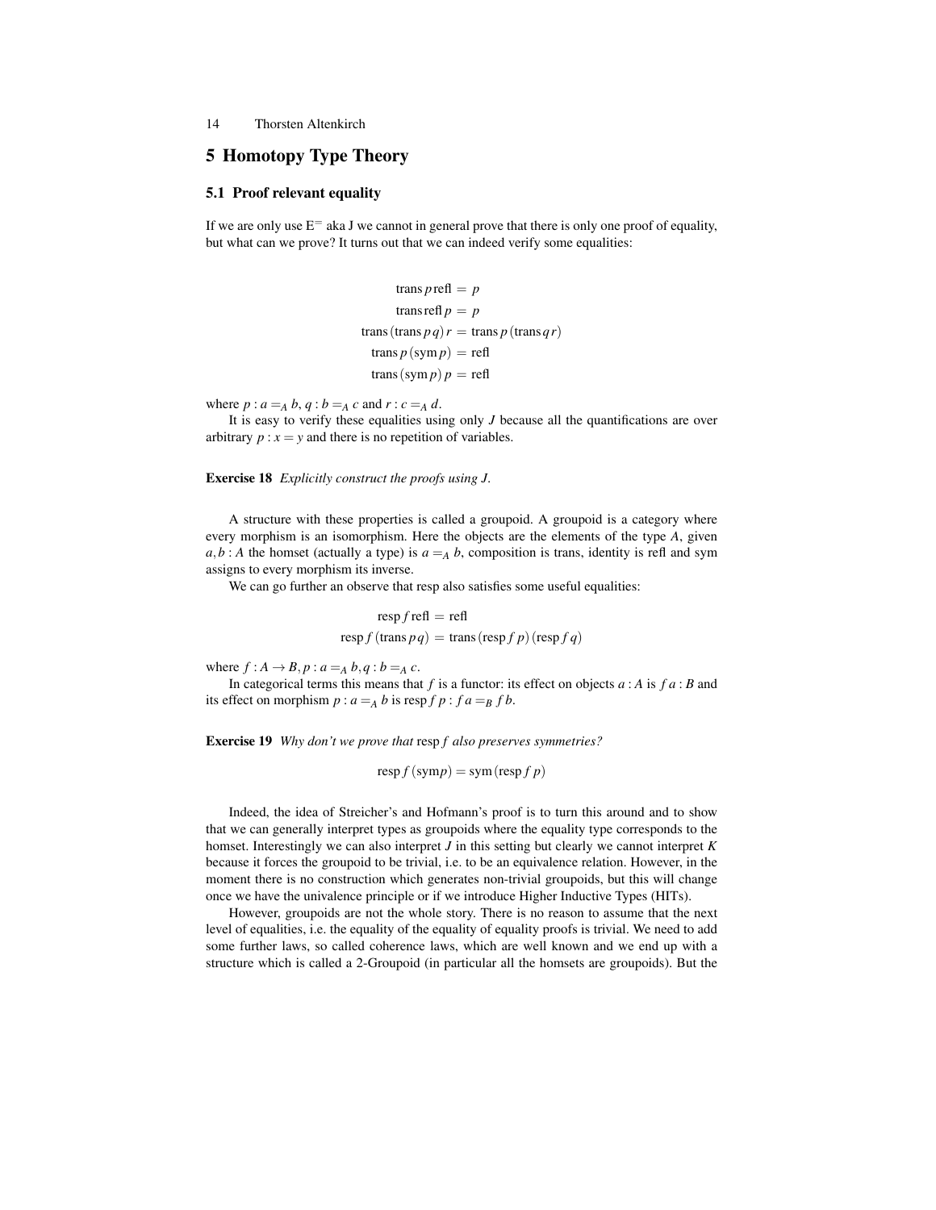# 5 Homotopy Type Theory

## 5.1 Proof relevant equality

If we are only use $\mathrm{E}^{=}$ aka J we cannot in general prove that there is only one proof of equality, but what can we prove? It turns out that we can indeed verify some equalities:

$$
\begin{aligned}
\mathrm{trans}\, p\, \mathrm{refl} &= p \\
\mathrm{trans}\, \mathrm{refl}\, p &= p \\
\mathrm{trans}\, (\mathrm{trans}\, p\, q)\, r &= \mathrm{trans}\, p\, (\mathrm{trans}\, q\, r) \\
\mathrm{trans}\, p\, (\mathrm{sym}\, p) &= \mathrm{refl} \\
\mathrm{trans}\, (\mathrm{sym}\, p)\, p &= \mathrm{refl}
\end{aligned}
$$

where $p : a =_A b$, $q : b =_A c$ and $r : c =_A d$.

It is easy to verify these equalities using only $J$ because all the quantifications are over arbitrary $p : x = y$ and there is no repetition of variables.

**Exercise 18** *Explicitly construct the proofs using $J$.*

A structure with these properties is called a groupoid. A groupoid is a category where every morphism is an isomorphism. Here the objects are the elements of the type $A$, given $a, b : A$ the homset (actually a type) is $a =_A b$, composition is trans, identity is refl and sym assigns to every morphism its inverse.

We can go further an observe that resp also satisfies some useful equalities:

$$
\begin{aligned}
\mathrm{resp}\, f\, \mathrm{refl} &= \mathrm{refl} \\
\mathrm{resp}\, f\, (\mathrm{trans}\, p\, q) &= \mathrm{trans}\, (\mathrm{resp}\, f\, p)\, (\mathrm{resp}\, f\, q)
\end{aligned}
$$

where $f : A \to B, p : a =_A b, q : b =_A c$.

In categorical terms this means that $f$ is a functor: its effect on objects $a : A$ is $f\, a : B$ and its effect on morphism $p : a =_A b$ is $\mathrm{resp}\, f\, p : f\, a =_B f\, b$.

**Exercise 19** *Why don't we prove that* resp $f$ *also preserves symmetries?*

$$\mathrm{resp}\, f\, (\mathrm{sym} p) = \mathrm{sym}\, (\mathrm{resp}\, f\, p)$$

Indeed, the idea of Streicher's and Hofmann's proof is to turn this around and to show that we can generally interpret types as groupoids where the equality type corresponds to the homset. Interestingly we can also interpret $J$ in this setting but clearly we cannot interpret $K$ because it forces the groupoid to be trivial, i.e. to be an equivalence relation. However, in the moment there is no construction which generates non-trivial groupoids, but this will change once we have the univalence principle or if we introduce Higher Inductive Types (HITs).

However, groupoids are not the whole story. There is no reason to assume that the next level of equalities, i.e. the equality of the equality of equality proofs is trivial. We need to add some further laws, so called coherence laws, which are well known and we end up with a structure which is called a 2-Groupoid (in particular all the homsets are groupoids). But the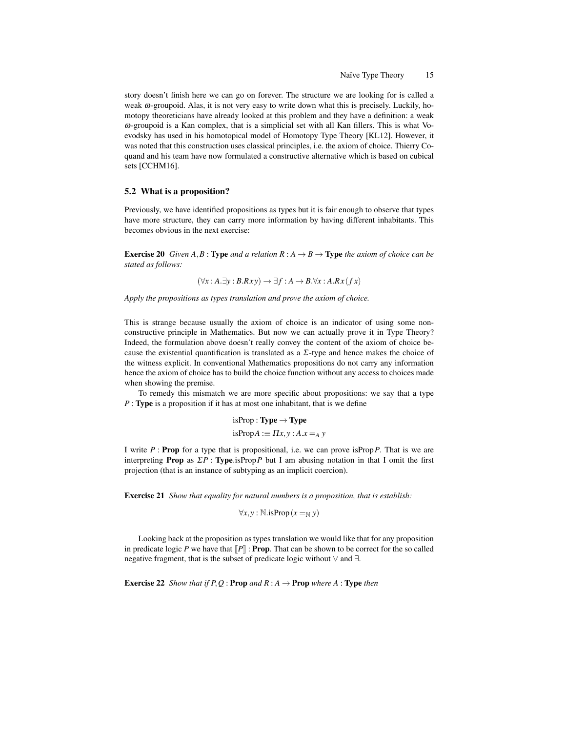story doesn't finish here we can go on forever. The structure we are looking for is called a weak $\omega$-groupoid. Alas, it is not very easy to write down what this is precisely. Luckily, homotopy theoreticians have already looked at this problem and they have a definition: a weak $\omega$-groupoid is a Kan complex, that is a simplicial set with all Kan fillers. This is what Voevodsky has used in his homotopical model of Homotopy Type Theory [KL12]. However, it was noted that this construction uses classical principles, i.e. the axiom of choice. Thierry Coquand and his team have now formulated a constructive alternative which is based on cubical sets [CCHM16].

### 5.2 What is a proposition?

Previously, we have identified propositions as types but it is fair enough to observe that types have more structure, they can carry more information by having different inhabitants. This becomes obvious in the next exercise:

**Exercise 20** *Given $A, B$ : **Type** and a relation $R : A \to B \to \mathbf{Type}$ the axiom of choice can be stated as follows:*

$$(\forall x : A.\exists y : B.R\,x\,y) \to \exists f : A \to B.\forall x : A.R\,x\,(f\,x)$$

*Apply the propositions as types translation and prove the axiom of choice.*

This is strange because usually the axiom of choice is an indicator of using some non-constructive principle in Mathematics. But now we can actually prove it in Type Theory? Indeed, the formulation above doesn't really convey the content of the axiom of choice because the existential quantification is translated as a $\Sigma$-type and hence makes the choice of the witness explicit. In conventional Mathematics propositions do not carry any information hence the axiom of choice has to build the choice function without any access to choices made when showing the premise.

To remedy this mismatch we are more specific about propositions: we say that a type $P$ : **Type** is a proposition if it has at most one inhabitant, that is we define

$$\begin{aligned}&\text{isProp} : \mathbf{Type} \to \mathbf{Type}\\&\text{isProp}A :\equiv \Pi x, y : A.x =_A y\end{aligned}$$

I write $P$ : **Prop** for a type that is propositional, i.e. we can prove isProp$P$. That is we are interpreting **Prop** as $\Sigma P : \mathbf{Type}.\text{isProp}P$ but I am abusing notation in that I omit the first projection (that is an instance of subtyping as an implicit coercion).

**Exercise 21** *Show that equality for natural numbers is a proposition, that is establish:*

$$\forall x, y : \mathbb{N}.\text{isProp}\,(x =_{\mathbb{N}} y)$$

Looking back at the proposition as types translation we would like that for any proposition in predicate logic $P$ we have that $[\![P]\!]$ : **Prop**. That can be shown to be correct for the so called negative fragment, that is the subset of predicate logic without $\vee$ and $\exists$.

**Exercise 22** *Show that if $P, Q$ : **Prop** and $R : A \to \mathbf{Prop}$ where $A$ : **Type** then*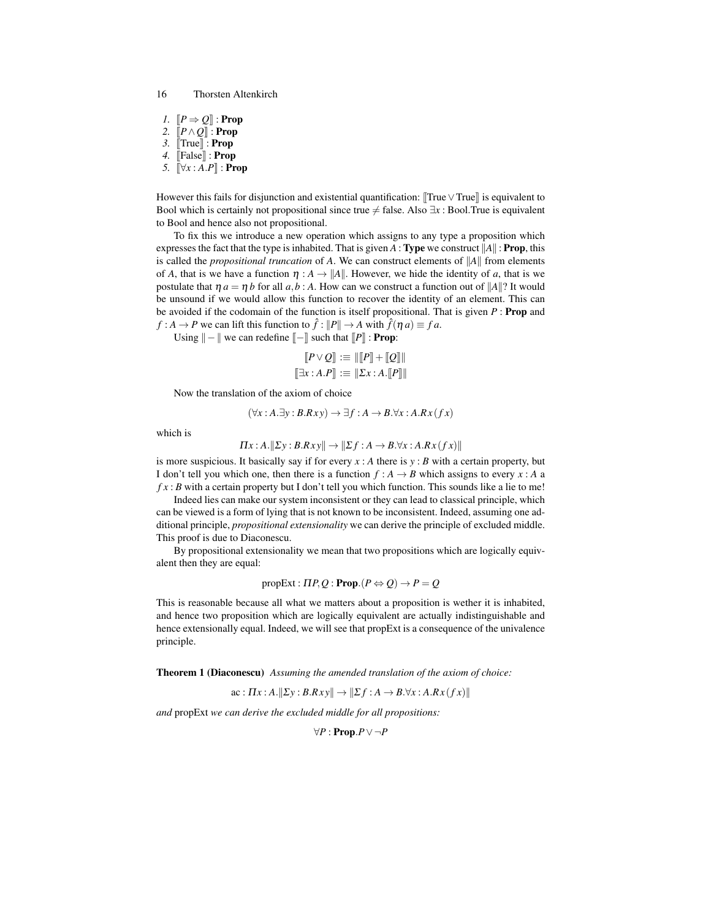1. $[\![P \Rightarrow Q]\!] : \mathbf{Prop}$
2. $[\![P \wedge Q]\!] : \mathbf{Prop}$
3. $[\![\text{True}]\!] : \mathbf{Prop}$
4. $[\![\text{False}]\!] : \mathbf{Prop}$
5. $[\![\forall x : A.P]\!] : \mathbf{Prop}$

However this fails for disjunction and existential quantification: $[\![\text{True} \vee \text{True}]\!]$ is equivalent to Bool which is certainly not propositional since true $\neq$ false. Also $\exists x : \text{Bool}.\text{True}$ is equivalent to Bool and hence also not propositional.

To fix this we introduce a new operation which assigns to any type a proposition which expresses the fact that the type is inhabited. That is given $A : \mathbf{Type}$ we construct $\|A\| : \mathbf{Prop}$, this is called the *propositional truncation* of $A$. We can construct elements of $\|A\|$ from elements of $A$, that is we have a function $\eta : A \to \|A\|$. However, we hide the identity of $a$, that is we postulate that $\eta\, a = \eta\, b$ for all $a, b : A$. How can we construct a function out of $\|A\|$? It would be unsound if we would allow this function to recover the identity of an element. This can be avoided if the codomain of the function is itself propositional. That is given $P : \mathbf{Prop}$ and $f : A \to P$ we can lift this function to $\hat{f} : \|P\| \to A$ with $\hat{f}(\eta\, a) \equiv f\, a$.

Using $\| - \|$ we can redefine $[\![-]\!]$ such that $[\![P]\!] : \mathbf{Prop}$:

$$[\![P \vee Q]\!] :\equiv \|[\![P]\!] + [\![Q]\!]\|$$
$$[\![\exists x : A.P]\!] :\equiv \|\Sigma x : A.[\![P]\!]\|$$

Now the translation of the axiom of choice

$$(\forall x : A.\exists y : B.R\,x\,y) \to \exists f : A \to B.\forall x : A.R\,x\,(f\,x)$$

which is

$$\Pi x : A.\|\Sigma y : B.R\,x\,y\| \to \|\Sigma f : A \to B.\forall x : A.R\,x\,(f\,x)\|$$

is more suspicious. It basically say if for every $x : A$ there is $y : B$ with a certain property, but I don't tell you which one, then there is a function $f : A \to B$ which assigns to every $x : A$ a $f\,x : B$ with a certain property but I don't tell you which function. This sounds like a lie to me!

Indeed lies can make our system inconsistent or they can lead to classical principle, which can be viewed is a form of lying that is not known to be inconsistent. Indeed, assuming one additional principle, *propositional extensionality* we can derive the principle of excluded middle. This proof is due to Diaconescu.

By propositional extensionality we mean that two propositions which are logically equivalent then they are equal:

$$\text{propExt} : \Pi P, Q : \mathbf{Prop}.(P \Leftrightarrow Q) \to P = Q$$

This is reasonable because all what we matters about a proposition is wether it is inhabited, and hence two proposition which are logically equivalent are actually indistinguishable and hence extensionally equal. Indeed, we will see that propExt is a consequence of the univalence principle.

**Theorem 1 (Diaconescu)** *Assuming the amended translation of the axiom of choice:*

$$\text{ac} : \Pi x : A.\|\Sigma y : B.R\,x\,y\| \to \|\Sigma f : A \to B.\forall x : A.R\,x\,(f\,x)\|$$

*and* propExt *we can derive the excluded middle for all propositions:*

$$\forall P : \mathbf{Prop}.P \vee \neg P$$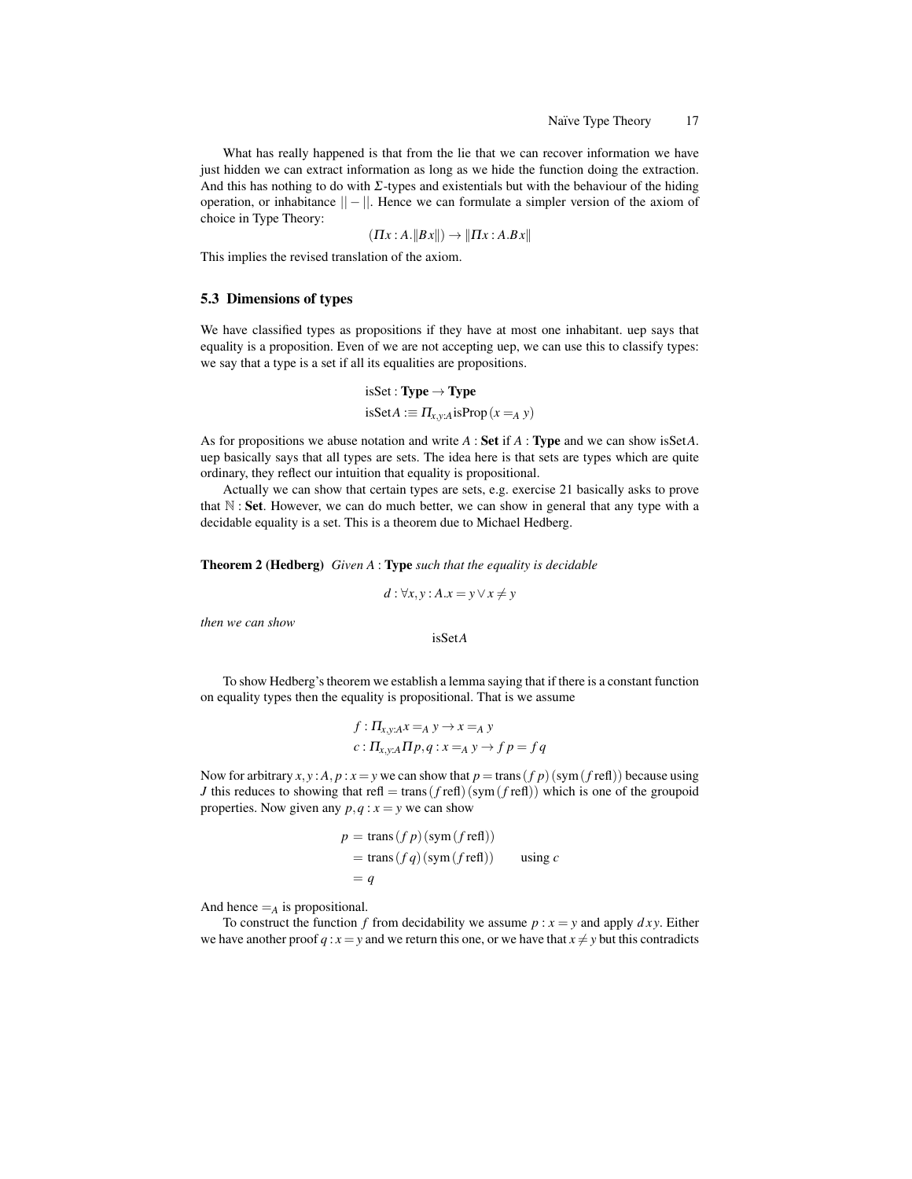What has really happened is that from the lie that we can recover information we have just hidden we can extract information as long as we hide the function doing the extraction. And this has nothing to do with $\Sigma$-types and existentials but with the behaviour of the hiding operation, or inhabitance $||-||$. Hence we can formulate a simpler version of the axiom of choice in Type Theory:

$$(\Pi x : A.\|B\,x\|) \to \|\Pi x : A.B\,x\|$$

This implies the revised translation of the axiom.

### 5.3 Dimensions of types

We have classified types as propositions if they have at most one inhabitant. uep says that equality is a proposition. Even of we are not accepting uep, we can use this to classify types: we say that a type is a set if all its equalities are propositions.

$$\text{isSet} : \textbf{Type} \to \textbf{Type}$$
$$\text{isSet}A :\equiv \Pi_{x,y:A}\text{isProp}\,(x =_A y)$$

As for propositions we abuse notation and write $A : \textbf{Set}$ if $A : \textbf{Type}$ and we can show isSet$A$. uep basically says that all types are sets. The idea here is that sets are types which are quite ordinary, they reflect our intuition that equality is propositional.

Actually we can show that certain types are sets, e.g. exercise 21 basically asks to prove that $\mathbb{N} : \textbf{Set}$. However, we can do much better, we can show in general that any type with a decidable equality is a set. This is a theorem due to Michael Hedberg.

**Theorem 2 (Hedberg)** *Given* $A : \textbf{Type}$ *such that the equality is decidable*

$$d : \forall x, y : A.x = y \vee x \neq y$$

*then we can show*

$$\text{isSet}A$$

To show Hedberg's theorem we establish a lemma saying that if there is a constant function on equality types then the equality is propositional. That is we assume

$$f : \Pi_{x,y:A} x =_A y \to x =_A y$$
$$c : \Pi_{x,y:A}\Pi p, q : x =_A y \to f\,p = f\,q$$

Now for arbitrary $x, y : A, p : x = y$ we can show that $p = \text{trans}\,(f\,p)\,(\text{sym}\,(f\,\text{refl}))$ because using $J$ this reduces to showing that $\text{refl} = \text{trans}\,(f\,\text{refl})\,(\text{sym}\,(f\,\text{refl}))$ which is one of the groupoid properties. Now given any $p, q : x = y$ we can show

$$\begin{aligned} p &= \text{trans}\,(f\,p)\,(\text{sym}\,(f\,\text{refl})) \\ &= \text{trans}\,(f\,q)\,(\text{sym}\,(f\,\text{refl})) \qquad \text{using } c \\ &= q \end{aligned}$$

And hence $=_A$ is propositional.

To construct the function $f$ from decidability we assume $p : x = y$ and apply $d\,x\,y$. Either we have another proof $q : x = y$ and we return this one, or we have that $x \neq y$ but this contradicts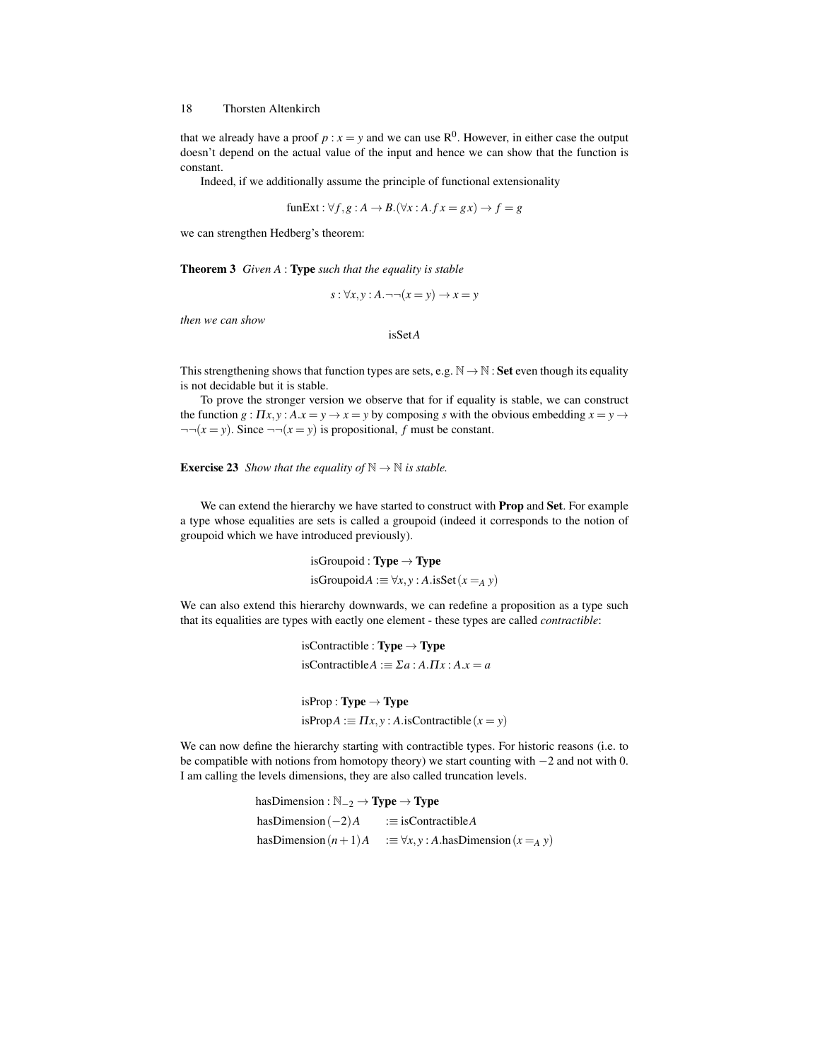that we already have a proof $p : x = y$ and we can use $\mathrm{R}^0$. However, in either case the output doesn't depend on the actual value of the input and hence we can show that the function is constant.

Indeed, if we additionally assume the principle of functional extensionality

$$\mathrm{funExt} : \forall f, g : A \to B. (\forall x : A. f\,x = g\,x) \to f = g$$

we can strengthen Hedberg's theorem:

**Theorem 3** *Given* $A$ : **Type** *such that the equality is stable*

$$s : \forall x, y : A. \neg\neg(x = y) \to x = y$$

*then we can show*

$$\mathrm{isSet} A$$

This strengthening shows that function types are sets, e.g. $\mathbb{N} \to \mathbb{N}$ : **Set** even though its equality is not decidable but it is stable.

To prove the stronger version we observe that for if equality is stable, we can construct the function $g : \Pi x, y : A. x = y \to x = y$ by composing $s$ with the obvious embedding $x = y \to \neg\neg(x = y)$. Since $\neg\neg(x = y)$ is propositional, $f$ must be constant.

**Exercise 23** *Show that the equality of* $\mathbb{N} \to \mathbb{N}$ *is stable.*

We can extend the hierarchy we have started to construct with **Prop** and **Set**. For example a type whose equalities are sets is called a groupoid (indeed it corresponds to the notion of groupoid which we have introduced previously).

$$\begin{aligned}
&\mathrm{isGroupoid} : \mathbf{Type} \to \mathbf{Type} \\
&\mathrm{isGroupoid} A :\equiv \forall x, y : A. \mathrm{isSet}\,(x =_A y)
\end{aligned}$$

We can also extend this hierarchy downwards, we can redefine a proposition as a type such that its equalities are types with eactly one element - these types are called *contractible*:

$$\begin{aligned}
&\mathrm{isContractible} : \mathbf{Type} \to \mathbf{Type} \\
&\mathrm{isContractible} A :\equiv \Sigma a : A. \Pi x : A. x = a
\end{aligned}$$

$$\begin{aligned}
&\mathrm{isProp} : \mathbf{Type} \to \mathbf{Type} \\
&\mathrm{isProp} A :\equiv \Pi x, y : A. \mathrm{isContractible}\,(x = y)
\end{aligned}$$

We can now define the hierarchy starting with contractible types. For historic reasons (i.e. to be compatible with notions from homotopy theory) we start counting with $-2$ and not with 0. I am calling the levels dimensions, they are also called truncation levels.

$$\begin{aligned}
&\mathrm{hasDimension} : \mathbb{N}_{-2} \to \mathbf{Type} \to \mathbf{Type} \\
&\mathrm{hasDimension}\,(-2) A \quad :\equiv \mathrm{isContractible} A \\
&\mathrm{hasDimension}\,(n+1) A \quad :\equiv \forall x, y : A. \mathrm{hasDimension}\,(x =_A y)
\end{aligned}$$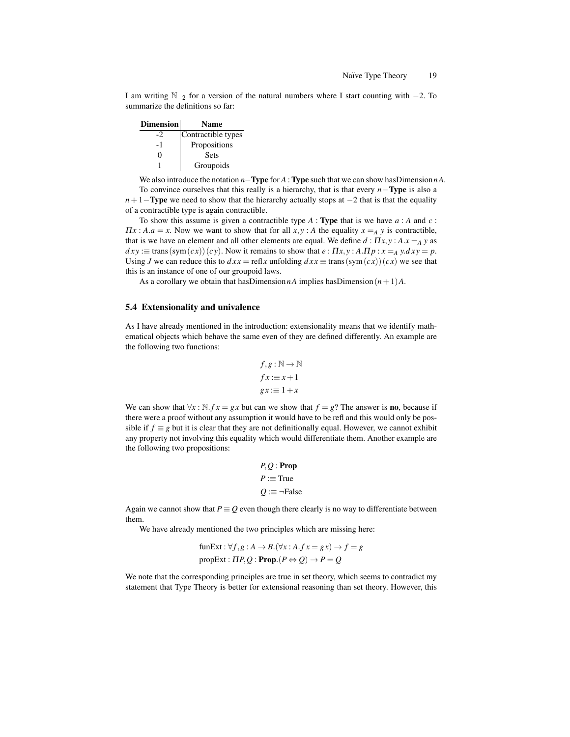I am writing $\mathbb{N}_{-2}$ for a version of the natural numbers where I start counting with $-2$. To summarize the definitions so far:

| Dimension | Name |
|---|---|
| -2 | Contractible types |
| -1 | Propositions |
| 0 | Sets |
| 1 | Groupoids |

We also introduce the notation $n-\textbf{Type}$ for $A : \textbf{Type}$ such that we can show $\text{hasDimension}\, n A$.

To convince ourselves that this really is a hierarchy, that is that every $n-\textbf{Type}$ is also a $n+1-\textbf{Type}$ we need to show that the hierarchy actually stops at $-2$ that is that the equality of a contractible type is again contractible.

To show this assume is given a contractible type $A : \textbf{Type}$ that is we have $a : A$ and $c : \Pi x : A.a = x$. Now we want to show that for all $x, y : A$ the equality $x =_A y$ is contractible, that is we have an element and all other elements are equal. We define $d : \Pi x, y : A.x =_A y$ as $d\,x\,y :\equiv \text{trans}\,(\text{sym}\,(c\,x))\,(c\,y)$. Now it remains to show that $e : \Pi x, y : A.\Pi p : x =_A y.d\,x\,y = p$. Using $J$ we can reduce this to $d\,x\,x = \text{refl}\,x$ unfolding $d\,x\,x \equiv \text{trans}\,(\text{sym}\,(c\,x))\,(c\,x)$ we see that this is an instance of one of our groupoid laws.

As a corollary we obtain that $\text{hasDimension}\, n A$ implies $\text{hasDimension}\,(n+1) A$.

## 5.4 Extensionality and univalence

As I have already mentioned in the introduction: extensionality means that we identify mathematical objects which behave the same even of they are defined differently. An example are the following two functions:

$$
\begin{aligned}
f, g &: \mathbb{N} \to \mathbb{N} \\
f\,x &:\equiv x + 1 \\
g\,x &:\equiv 1 + x
\end{aligned}
$$

We can show that $\forall x : \mathbb{N}. f\,x = g\,x$ but can we show that $f = g$? The answer is **no**, because if there were a proof without any assumption it would have to be refl and this would only be possible if $f \equiv g$ but it is clear that they are not definitionally equal. However, we cannot exhibit any property not involving this equality which would differentiate them. Another example are the following two propositions:

$$
\begin{aligned}
P, Q &: \textbf{Prop} \\
P &:\equiv \text{True} \\
Q &:\equiv \neg\text{False}
\end{aligned}
$$

Again we cannot show that $P \equiv Q$ even though there clearly is no way to differentiate between them.

We have already mentioned the two principles which are missing here:

$$
\begin{aligned}
\text{funExt} &: \forall f, g : A \to B.(\forall x : A. f\,x = g\,x) \to f = g \\
\text{propExt} &: \Pi P, Q : \textbf{Prop}.(P \Leftrightarrow Q) \to P = Q
\end{aligned}
$$

We note that the corresponding principles are true in set theory, which seems to contradict my statement that Type Theory is better for extensional reasoning than set theory. However, this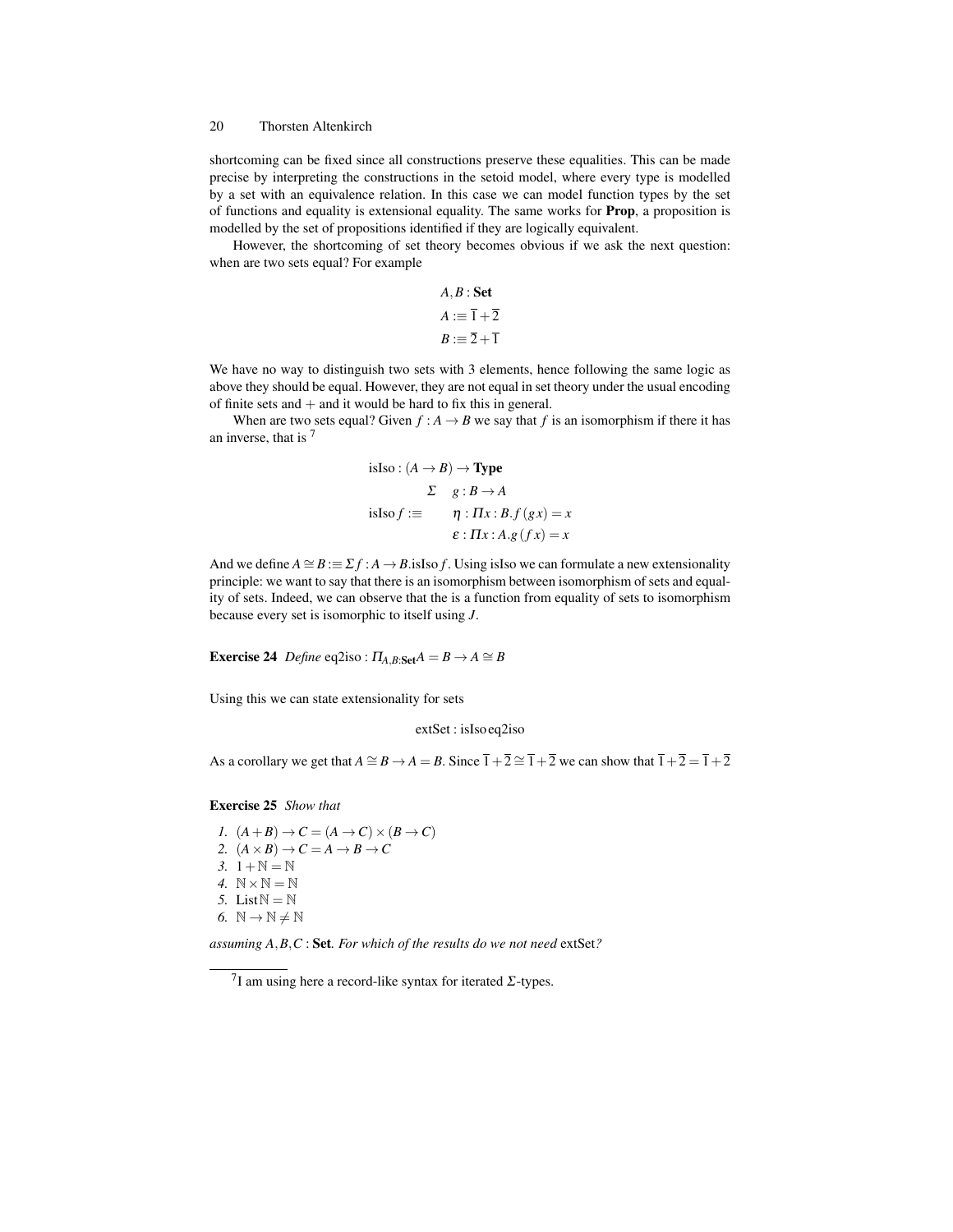shortcoming can be fixed since all constructions preserve these equalities. This can be made precise by interpreting the constructions in the setoid model, where every type is modelled by a set with an equivalence relation. In this case we can model function types by the set of functions and equality is extensional equality. The same works for **Prop**, a proposition is modelled by the set of propositions identified if they are logically equivalent.

However, the shortcoming of set theory becomes obvious if we ask the next question: when are two sets equal? For example

$$
\begin{aligned}
&A, B : \mathbf{Set} \\
&A :\equiv \overline{1} + \overline{2} \\
&B :\equiv \overline{2} + \overline{1}
\end{aligned}
$$

We have no way to distinguish two sets with 3 elements, hence following the same logic as above they should be equal. However, they are not equal in set theory under the usual encoding of finite sets and $+$ and it would be hard to fix this in general.

When are two sets equal? Given $f : A \to B$ we say that $f$ is an isomorphism if there it has an inverse, that is [7]

$$
\begin{aligned}
&\mathrm{isIso} : (A \to B) \to \mathbf{Type} \\
&\mathrm{isIso}\, f :\equiv \quad \begin{array}{ll} \Sigma & g : B \to A \\ & \eta : \Pi x : B . f\,(g\,x) = x \\ & \varepsilon : \Pi x : A . g\,(f\,x) = x \end{array}
\end{aligned}
$$

And we define $A \cong B :\equiv \Sigma f : A \to B . \mathrm{isIso}\, f$. Using isIso we can formulate a new extensionality principle: we want to say that there is an isomorphism between isomorphism of sets and equality of sets. Indeed, we can observe that the is a function from equality of sets to isomorphism because every set is isomorphic to itself using $J$.

**Exercise 24** *Define* $\mathrm{eq2iso} : \Pi_{A,B:\mathbf{Set}} A = B \to A \cong B$

Using this we can state extensionality for sets

$$
\mathrm{extSet} : \mathrm{isIso}\, \mathrm{eq2iso}
$$

As a corollary we get that $A \cong B \to A = B$. Since $\overline{1} + \overline{2} \cong \overline{1} + \overline{2}$ we can show that $\overline{1} + \overline{2} = \overline{1} + \overline{2}$

**Exercise 25** *Show that*

1. $(A + B) \to C = (A \to C) \times (B \to C)$
2. $(A \times B) \to C = A \to B \to C$
3. $1 + \mathbb{N} = \mathbb{N}$
4. $\mathbb{N} \times \mathbb{N} = \mathbb{N}$
5. $\mathrm{List}\, \mathbb{N} = \mathbb{N}$
6. $\mathbb{N} \to \mathbb{N} \neq \mathbb{N}$

*assuming* $A, B, C$ : **Set**. *For which of the results do we not need* extSet*?*

---

[7] I am using here a record-like syntax for iterated $\Sigma$-types.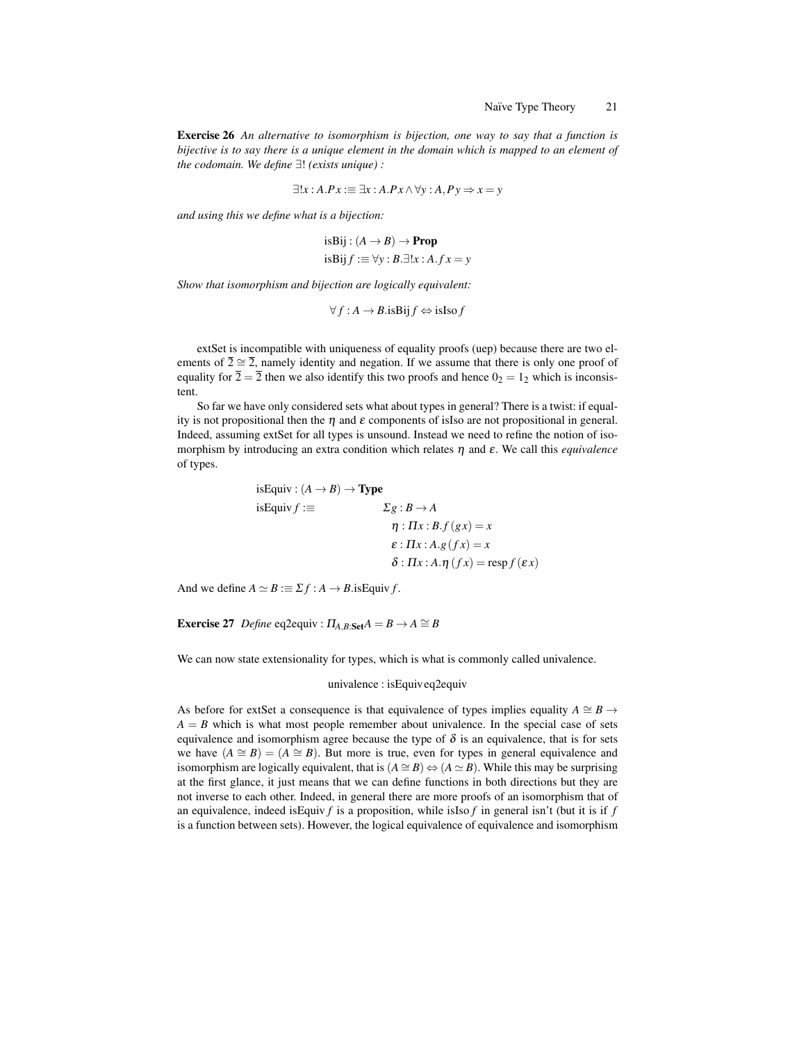**Exercise 26** *An alternative to isomorphism is bijection, one way to say that a function is bijective is to say there is a unique element in the domain which is mapped to an element of the codomain. We define* $\exists!$ *(exists unique) :*

$$\exists! x : A.P\,x :\equiv \exists x : A.P\,x \wedge \forall y : A, P\,y \Rightarrow x = y$$

*and using this we define what is a bijection:*

$$\begin{aligned}
&\text{isBij} : (A \to B) \to \mathbf{Prop} \\
&\text{isBij}\, f :\equiv \forall y : B.\exists! x : A. f\,x = y
\end{aligned}$$

*Show that isomorphism and bijection are logically equivalent:*

$$\forall f : A \to B.\text{isBij}\, f \Leftrightarrow \text{isIso}\, f$$

extSet is incompatible with uniqueness of equality proofs (uep) because there are two elements of $\overline{2} \cong \overline{2}$, namely identity and negation. If we assume that there is only one proof of equality for $\overline{2} = \overline{2}$ then we also identify this two proofs and hence $0_2 = 1_2$ which is inconsistent.

So far we have only considered sets what about types in general? There is a twist: if equality is not propositional then the $\eta$ and $\varepsilon$ components of isIso are not propositional in general. Indeed, assuming extSet for all types is unsound. Instead we need to refine the notion of isomorphism by introducing an extra condition which relates $\eta$ and $\varepsilon$. We call this *equivalence* of types.

$$\begin{aligned}
&\text{isEquiv} : (A \to B) \to \mathbf{Type} \\
&\text{isEquiv}\, f :\equiv \quad \Sigma g : B \to A \\
&\qquad\qquad\qquad \eta : \Pi x : B. f\,(g\,x) = x \\
&\qquad\qquad\qquad \varepsilon : \Pi x : A. g\,(f\,x) = x \\
&\qquad\qquad\qquad \delta : \Pi x : A. \eta\,(f\,x) = \text{resp}\, f\,(\varepsilon\, x)
\end{aligned}$$

And we define $A \simeq B :\equiv \Sigma f : A \to B.\text{isEquiv}\, f$.

**Exercise 27** *Define* $\text{eq2equiv} : \Pi_{A,B:\mathbf{Set}} A = B \to A \cong B$

We can now state extensionality for types, which is what is commonly called univalence.

$$\text{univalence} : \text{isEquiv}\,\text{eq2equiv}$$

As before for extSet a consequence is that equivalence of types implies equality $A \cong B \to A = B$ which is what most people remember about univalence. In the special case of sets equivalence and isomorphism agree because the type of $\delta$ is an equivalence, that is for sets we have $(A \cong B) = (A \cong B)$. But more is true, even for types in general equivalence and isomorphism are logically equivalent, that is $(A \cong B) \Leftrightarrow (A \simeq B)$. While this may be surprising at the first glance, it just means that we can define functions in both directions but they are not inverse to each other. Indeed, in general there are more proofs of an isomorphism that of an equivalence, indeed $\text{isEquiv}\, f$ is a proposition, while $\text{isIso}\, f$ in general isn't (but it is if $f$ is a function between sets). However, the logical equivalence of equivalence and isomorphism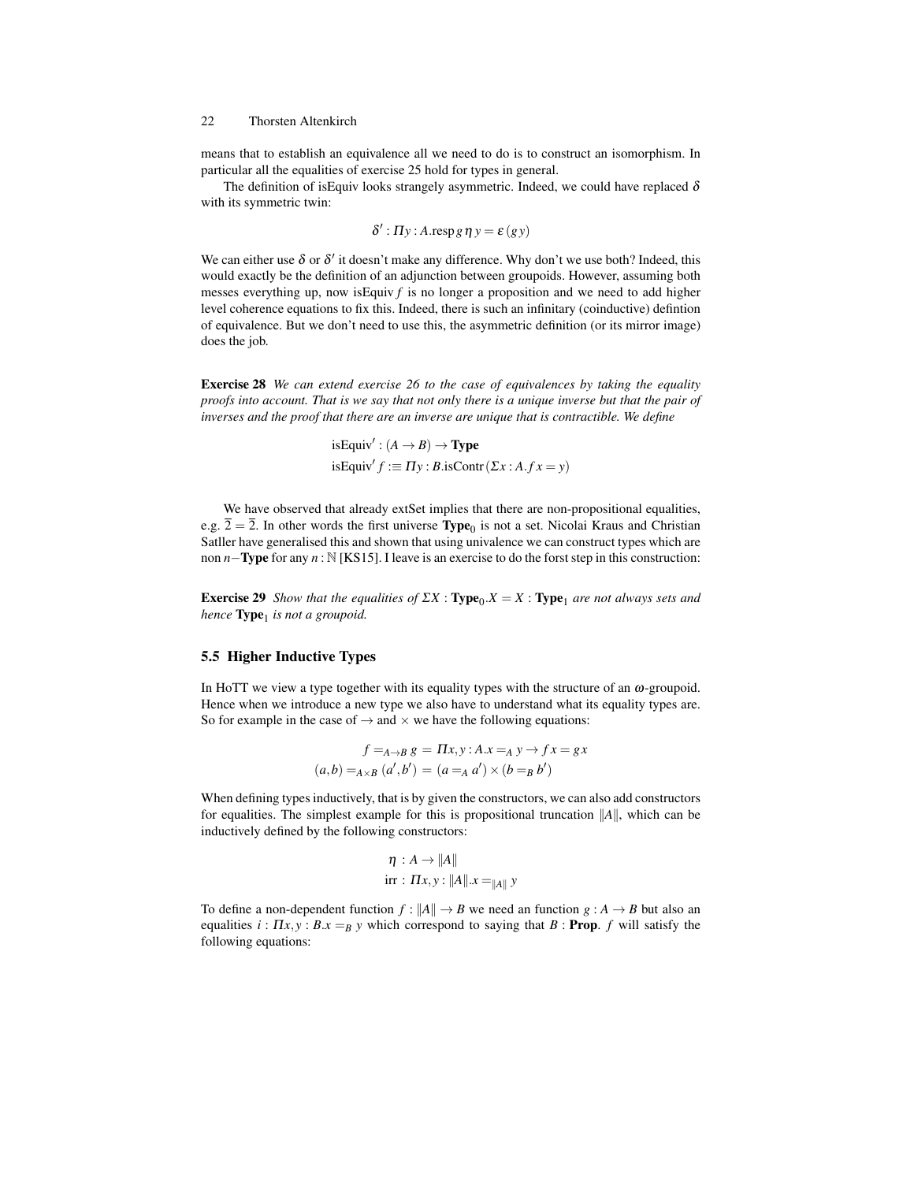means that to establish an equivalence all we need to do is to construct an isomorphism. In particular all the equalities of exercise 25 hold for types in general.

The definition of isEquiv looks strangely asymmetric. Indeed, we could have replaced $\delta$ with its symmetric twin:

$$\delta' : \Pi y : A.\mathrm{resp}\, g\, \eta\, y = \varepsilon\,(g\, y)$$

We can either use $\delta$ or $\delta'$ it doesn't make any difference. Why don't we use both? Indeed, this would exactly be the definition of an adjunction between groupoids. However, assuming both messes everything up, now isEquiv $f$ is no longer a proposition and we need to add higher level coherence equations to fix this. Indeed, there is such an infinitary (coinductive) defintion of equivalence. But we don't need to use this, the asymmetric definition (or its mirror image) does the job.

**Exercise 28** *We can extend exercise 26 to the case of equivalences by taking the equality proofs into account. That is we say that not only there is a unique inverse but that the pair of inverses and the proof that there are an inverse are unique that is contractible. We define*

$$\mathrm{isEquiv}' : (A \to B) \to \mathbf{Type}$$
$$\mathrm{isEquiv}'\, f :\equiv \Pi y : B.\mathrm{isContr}\,(\Sigma x : A.\, f\, x = y)$$

We have observed that already extSet implies that there are non-propositional equalities, e.g. $\overline{2} = \overline{2}$. In other words the first universe $\mathbf{Type}_0$ is not a set. Nicolai Kraus and Christian Sattler have generalised this and shown that using univalence we can construct types which are non $n-$**Type** for any $n : \mathbb{N}$ [KS15]. I leave is an exercise to do the forst step in this construction:

**Exercise 29** *Show that the equalities of $\Sigma X : \mathbf{Type}_0.X = X : \mathbf{Type}_1$ are not always sets and hence $\mathbf{Type}_1$ is not a groupoid.*

### 5.5 Higher Inductive Types

In HoTT we view a type together with its equality types with the structure of an $\omega$-groupoid. Hence when we introduce a new type we also have to understand what its equality types are. So for example in the case of $\to$ and $\times$ we have the following equations:

$$f =_{A \to B} g \;=\; \Pi x, y : A.x =_A y \to f\, x = g\, x$$
$$(a, b) =_{A \times B} (a', b') \;=\; (a =_A a') \times (b =_B b')$$

When defining types inductively, that is by given the constructors, we can also add constructors for equalities. The simplest example for this is propositional truncation $\|A\|$, which can be inductively defined by the following constructors:

$$\eta \;:\; A \to \|A\|$$
$$\mathrm{irr} \;:\; \Pi x, y : \|A\|.x =_{\|A\|} y$$

To define a non-dependent function $f : \|A\| \to B$ we need an function $g : A \to B$ but also an equalities $i : \Pi x, y : B.x =_B y$ which correspond to saying that $B : \mathbf{Prop}$. $f$ will satisfy the following equations: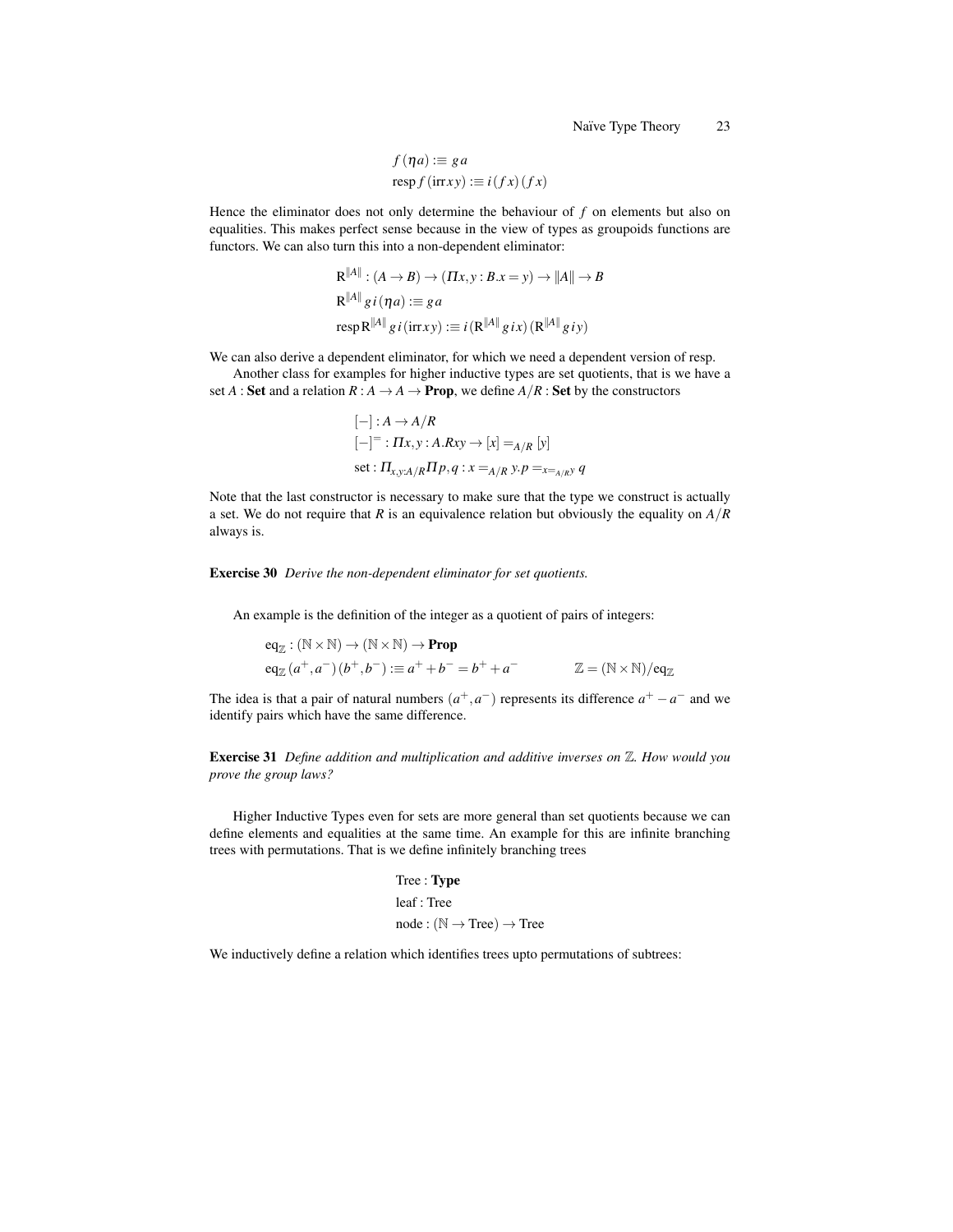$$f\,(\eta a) :\equiv g\,a$$
$$\mathrm{resp}\,f\,(\mathrm{irr}\,x\,y) :\equiv i\,(f\,x)\,(f\,x)$$

Hence the eliminator does not only determine the behaviour of $f$ on elements but also on equalities. This makes perfect sense because in the view of types as groupoids functions are functors. We can also turn this into a non-dependent eliminator:

$$\mathrm{R}^{\|A\|} : (A \to B) \to (\Pi x, y : B.x = y) \to \|A\| \to B$$
$$\mathrm{R}^{\|A\|}\,g\,i\,(\eta a) :\equiv g\,a$$
$$\mathrm{resp}\,\mathrm{R}^{\|A\|}\,g\,i\,(\mathrm{irr}\,x\,y) :\equiv i\,(\mathrm{R}^{\|A\|}\,g\,i\,x)\,(\mathrm{R}^{\|A\|}\,g\,i\,y)$$

We can also derive a dependent eliminator, for which we need a dependent version of resp.

Another class for examples for higher inductive types are set quotients, that is we have a set $A$ : **Set** and a relation $R : A \to A \to \mathbf{Prop}$, we define $A/R$ : **Set** by the constructors

$$[-] : A \to A/R$$
$$[-]^{=} : \Pi x, y : A.Rxy \to [x] =_{A/R} [y]$$
$$\mathrm{set} : \Pi_{x,y:A/R} \Pi p, q : x =_{A/R} y.p =_{x=_{A/R}y} q$$

Note that the last constructor is necessary to make sure that the type we construct is actually a set. We do not require that $R$ is an equivalence relation but obviously the equality on $A/R$ always is.

**Exercise 30** *Derive the non-dependent eliminator for set quotients.*

An example is the definition of the integer as a quotient of pairs of integers:

$$\mathrm{eq}_{\mathbb{Z}} : (\mathbb{N} \times \mathbb{N}) \to (\mathbb{N} \times \mathbb{N}) \to \mathbf{Prop}$$
$$\mathrm{eq}_{\mathbb{Z}}\,(a^+, a^-)\,(b^+, b^-) :\equiv a^+ + b^- = b^+ + a^- \qquad\qquad \mathbb{Z} = (\mathbb{N} \times \mathbb{N})/\mathrm{eq}_{\mathbb{Z}}$$

The idea is that a pair of natural numbers $(a^+, a^-)$ represents its difference $a^+ - a^-$ and we identify pairs which have the same difference.

**Exercise 31** *Define addition and multiplication and additive inverses on $\mathbb{Z}$. How would you prove the group laws?*

Higher Inductive Types even for sets are more general than set quotients because we can define elements and equalities at the same time. An example for this are infinite branching trees with permutations. That is we define infinitely branching trees

$$\mathrm{Tree} : \mathbf{Type}$$
$$\mathrm{leaf} : \mathrm{Tree}$$
$$\mathrm{node} : (\mathbb{N} \to \mathrm{Tree}) \to \mathrm{Tree}$$

We inductively define a relation which identifies trees upto permutations of subtrees: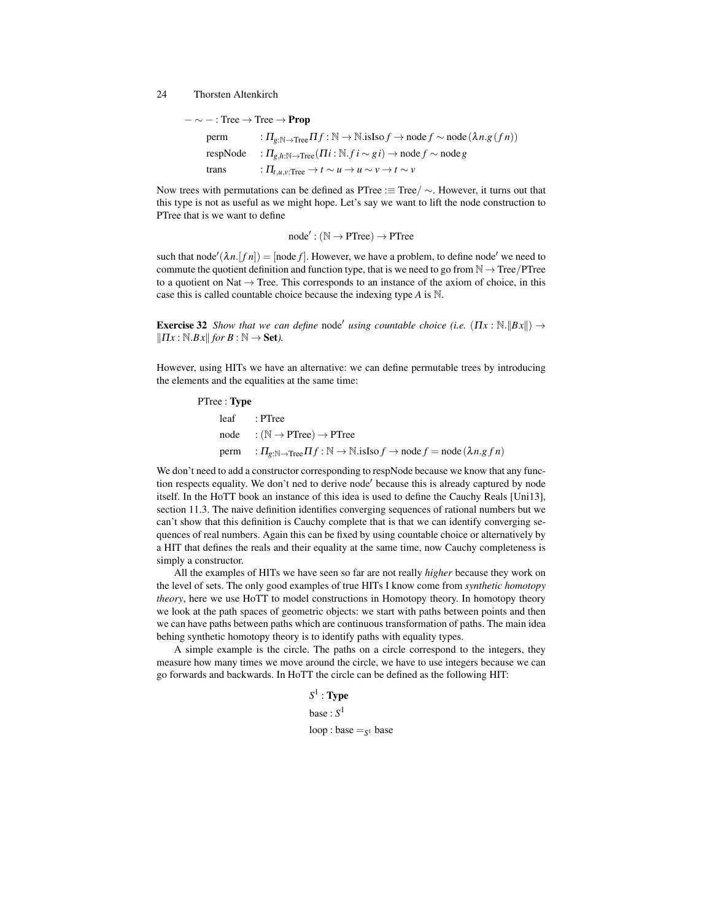$- \sim - : \text{Tree} \to \text{Tree} \to \mathbf{Prop}$

$$
\begin{aligned}
&\text{perm} &&: \Pi_{g:\mathbb{N}\to\text{Tree}} \Pi f : \mathbb{N} \to \mathbb{N}.\text{isIso}\, f \to \text{node}\, f \sim \text{node}\,(\lambda n.g\,(f\,n)) \\
&\text{respNode} &&: \Pi_{g,h:\mathbb{N}\to\text{Tree}} (\Pi i : \mathbb{N}. f\,i \sim g\,i) \to \text{node}\, f \sim \text{node}\, g \\
&\text{trans} &&: \Pi_{t,u,v:\text{Tree}} \to t \sim u \to u \sim v \to t \sim v
\end{aligned}
$$

Now trees with permutations can be defined as $\text{PTree} :\equiv \text{Tree}/\sim$. However, it turns out that this type is not as useful as we might hope. Let's say we want to lift the node construction to PTree that is we want to define

$$\text{node}' : (\mathbb{N} \to \text{PTree}) \to \text{PTree}$$

such that $\text{node}'(\lambda n.[f\,n]) = [\text{node}\, f]$. However, we have a problem, to define $\text{node}'$ we need to commute the quotient definition and function type, that is we need to go from $\mathbb{N} \to \text{Tree}/\text{PTree}$ to a quotient on $\text{Nat} \to \text{Tree}$. This corresponds to an instance of the axiom of choice, in this case this is called countable choice because the indexing type $A$ is $\mathbb{N}$.

**Exercise 32** *Show that we can define* $\text{node}'$ *using countable choice (i.e.* $(\Pi x : \mathbb{N}.\|B\,x\|) \to \|\Pi x : \mathbb{N}.B\,x\|$ *for* $B : \mathbb{N} \to \mathbf{Set}$*).*

However, using HITs we have an alternative: we can define permutable trees by introducing the elements and the equalities at the same time:

$\text{PTree} : \mathbf{Type}$

$$
\begin{aligned}
&\text{leaf} &&: \text{PTree} \\
&\text{node} &&: (\mathbb{N} \to \text{PTree}) \to \text{PTree} \\
&\text{perm} &&: \Pi_{g:\mathbb{N}\to\text{Tree}} \Pi f : \mathbb{N} \to \mathbb{N}.\text{isIso}\, f \to \text{node}\, f = \text{node}\,(\lambda n.g\, f\, n)
\end{aligned}
$$

We don't need to add a constructor corresponding to respNode because we know that any function respects equality. We don't ned to derive $\text{node}'$ because this is already captured by node itself. In the HoTT book an instance of this idea is used to define the Cauchy Reals [Uni13], section 11.3. The naive definition identifies converging sequences of rational numbers but we can't show that this definition is Cauchy complete that is that we can identify converging sequences of real numbers. Again this can be fixed by using countable choice or alternatively by a HIT that defines the reals and their equality at the same time, now Cauchy completeness is simply a constructor.

All the examples of HITs we have seen so far are not really *higher* because they work on the level of sets. The only good examples of true HITs I know come from *synthetic homotopy theory*, here we use HoTT to model constructions in Homotopy theory. In homotopy theory we look at the path spaces of geometric objects: we start with paths between points and then we can have paths between paths which are continuous transformation of paths. The main idea behing synthetic homotopy theory is to identify paths with equality types.

A simple example is the circle. The paths on a circle correspond to the integers, they measure how many times we move around the circle, we have to use integers because we can go forwards and backwards. In HoTT the circle can be defined as the following HIT:

$$
\begin{aligned}
&S^1 : \mathbf{Type} \\
&\text{base} : S^1 \\
&\text{loop} : \text{base} =_{S^1} \text{base}
\end{aligned}
$$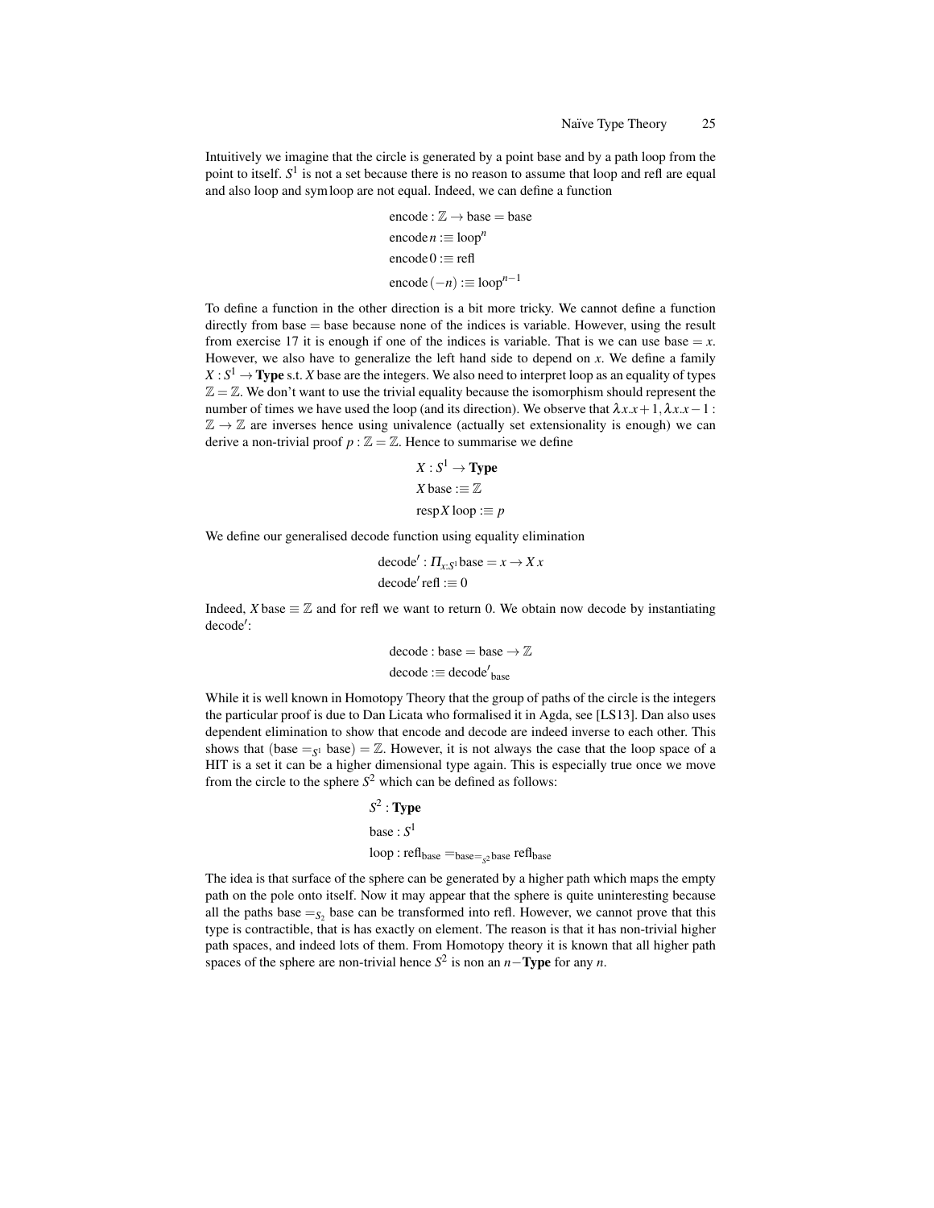Intuitively we imagine that the circle is generated by a point base and by a path loop from the point to itself. $S^1$ is not a set because there is no reason to assume that loop and refl are equal and also loop and sym loop are not equal. Indeed, we can define a function

$$
\begin{aligned}
&\text{encode} : \mathbb{Z} \to \text{base} = \text{base} \\
&\text{encode}\, n :\equiv \text{loop}^n \\
&\text{encode}\, 0 :\equiv \text{refl} \\
&\text{encode}\, (-n) :\equiv \text{loop}^{n-1}
\end{aligned}
$$

To define a function in the other direction is a bit more tricky. We cannot define a function directly from base $=$ base because none of the indices is variable. However, using the result from exercise 17 it is enough if one of the indices is variable. That is we can use base $= x$. However, we also have to generalize the left hand side to depend on $x$. We define a family $X : S^1 \to \mathbf{Type}$ s.t. $X$ base are the integers. We also need to interpret loop as an equality of types $\mathbb{Z} = \mathbb{Z}$. We don't want to use the trivial equality because the isomorphism should represent the number of times we have used the loop (and its direction). We observe that $\lambda x.x+1, \lambda x.x-1 : \mathbb{Z} \to \mathbb{Z}$ are inverses hence using univalence (actually set extensionality is enough) we can derive a non-trivial proof $p : \mathbb{Z} = \mathbb{Z}$. Hence to summarise we define

$$
\begin{aligned}
&X : S^1 \to \mathbf{Type} \\
&X\, \text{base} :\equiv \mathbb{Z} \\
&\text{resp}\, X\, \text{loop} :\equiv p
\end{aligned}
$$

We define our generalised decode function using equality elimination

$$
\begin{aligned}
&\text{decode}' : \Pi_{x:S^1} \text{base} = x \to X\, x \\
&\text{decode}'\, \text{refl} :\equiv 0
\end{aligned}
$$

Indeed, $X\, \text{base} \equiv \mathbb{Z}$ and for refl we want to return 0. We obtain now decode by instantiating decode$'$:

$$
\begin{aligned}
&\text{decode} : \text{base} = \text{base} \to \mathbb{Z} \\
&\text{decode} :\equiv \text{decode}'_{\text{base}}
\end{aligned}
$$

While it is well known in Homotopy Theory that the group of paths of the circle is the integers the particular proof is due to Dan Licata who formalised it in Agda, see [LS13]. Dan also uses dependent elimination to show that encode and decode are indeed inverse to each other. This shows that $(\text{base} =_{S^1} \text{base}) = \mathbb{Z}$. However, it is not always the case that the loop space of a HIT is a set it can be a higher dimensional type again. This is especially true once we move from the circle to the sphere $S^2$ which can be defined as follows:

$$
\begin{aligned}
&S^2 : \mathbf{Type} \\
&\text{base} : S^1 \\
&\text{loop} : \text{refl}_{\text{base}} =_{\text{base} =_{S^2} \text{base}} \text{refl}_{\text{base}}
\end{aligned}
$$

The idea is that surface of the sphere can be generated by a higher path which maps the empty path on the pole onto itself. Now it may appear that the sphere is quite uninteresting because all the paths base $=_{S_2}$ base can be transformed into refl. However, we cannot prove that this type is contractible, that is has exactly on element. The reason is that it has non-trivial higher path spaces, and indeed lots of them. From Homotopy theory it is known that all higher path spaces of the sphere are non-trivial hence $S^2$ is non an $n-\mathbf{Type}$ for any $n$.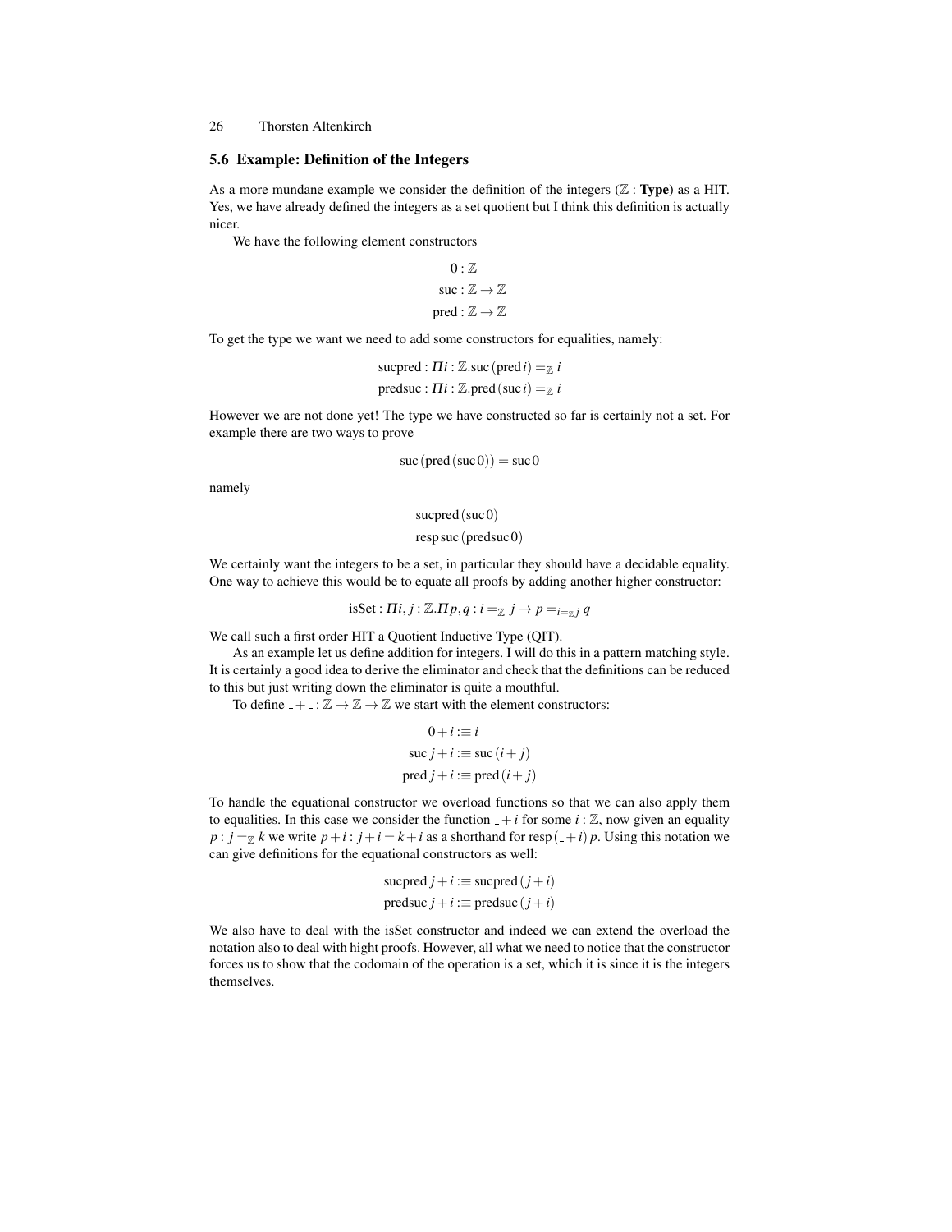### 5.6 Example: Definition of the Integers

As a more mundane example we consider the definition of the integers ($\mathbb{Z} : \textbf{Type}$) as a HIT. Yes, we have already defined the integers as a set quotient but I think this definition is actually nicer.

We have the following element constructors

$$
\begin{gathered}
0 : \mathbb{Z} \\
\mathrm{suc} : \mathbb{Z} \to \mathbb{Z} \\
\mathrm{pred} : \mathbb{Z} \to \mathbb{Z}
\end{gathered}
$$

To get the type we want we need to add some constructors for equalities, namely:

$$
\begin{gathered}
\mathrm{sucpred} : \Pi i : \mathbb{Z}.\mathrm{suc}\,(\mathrm{pred}\,i) =_{\mathbb{Z}} i \\
\mathrm{predsuc} : \Pi i : \mathbb{Z}.\mathrm{pred}\,(\mathrm{suc}\,i) =_{\mathbb{Z}} i
\end{gathered}
$$

However we are not done yet! The type we have constructed so far is certainly not a set. For example there are two ways to prove

$$
\mathrm{suc}\,(\mathrm{pred}\,(\mathrm{suc}\,0)) = \mathrm{suc}\,0
$$

namely

$$
\begin{gathered}
\mathrm{sucpred}\,(\mathrm{suc}\,0) \\
\mathrm{resp}\,\mathrm{suc}\,(\mathrm{predsuc}\,0)
\end{gathered}
$$

We certainly want the integers to be a set, in particular they should have a decidable equality. One way to achieve this would be to equate all proofs by adding another higher constructor:

$$
\mathrm{isSet} : \Pi i, j : \mathbb{Z}.\Pi p, q : i =_{\mathbb{Z}} j \to p =_{i =_{\mathbb{Z}} j} q
$$

We call such a first order HIT a Quotient Inductive Type (QIT).

As an example let us define addition for integers. I will do this in a pattern matching style. It is certainly a good idea to derive the eliminator and check that the definitions can be reduced to this but just writing down the eliminator is quite a mouthful.

To define $\_ + \_ : \mathbb{Z} \to \mathbb{Z} \to \mathbb{Z}$ we start with the element constructors:

$$
\begin{aligned}
0 + i &:\equiv i \\
\mathrm{suc}\,j + i &:\equiv \mathrm{suc}\,(i + j) \\
\mathrm{pred}\,j + i &:\equiv \mathrm{pred}\,(i + j)
\end{aligned}
$$

To handle the equational constructor we overload functions so that we can also apply them to equalities. In this case we consider the function $\_ + i$ for some $i : \mathbb{Z}$, now given an equality $p : j =_{\mathbb{Z}} k$ we write $p + i : j + i = k + i$ as a shorthand for $\mathrm{resp}\,(\_ + i)\,p$. Using this notation we can give definitions for the equational constructors as well:

$$
\begin{aligned}
\mathrm{sucpred}\,j + i &:\equiv \mathrm{sucpred}\,(j + i) \\
\mathrm{predsuc}\,j + i &:\equiv \mathrm{predsuc}\,(j + i)
\end{aligned}
$$

We also have to deal with the isSet constructor and indeed we can extend the overload the notation also to deal with hight proofs. However, all what we need to notice that the constructor forces us to show that the codomain of the operation is a set, which it is since it is the integers themselves.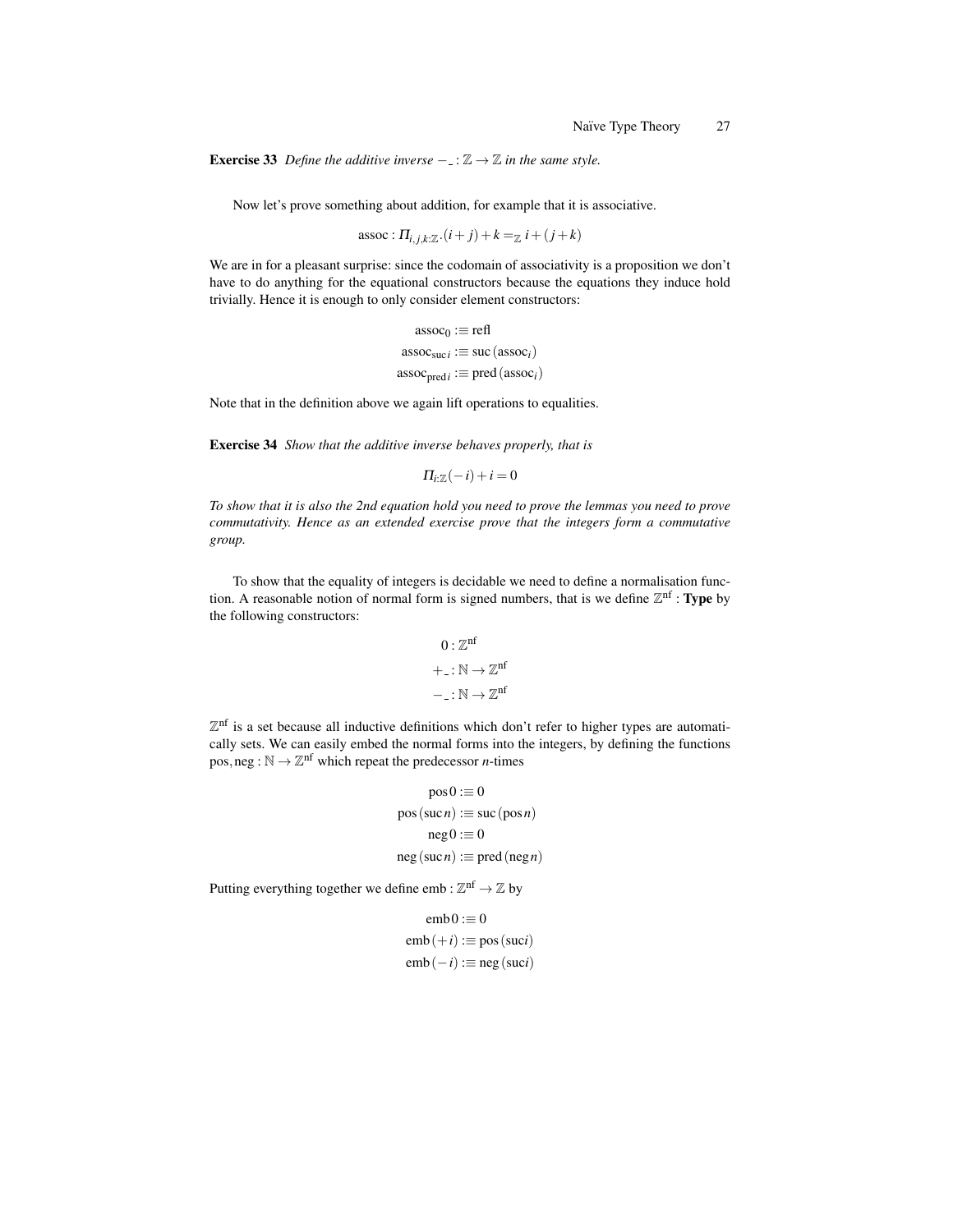**Exercise 33** *Define the additive inverse $-\_ : \mathbb{Z} \to \mathbb{Z}$ in the same style.*

Now let's prove something about addition, for example that it is associative.

$$\text{assoc} : \Pi_{i,j,k:\mathbb{Z}}.(i+j)+k =_{\mathbb{Z}} i+(j+k)$$

We are in for a pleasant surprise: since the codomain of associativity is a proposition we don't have to do anything for the equational constructors because the equations they induce hold trivially. Hence it is enough to only consider element constructors:

$$\begin{aligned}
\text{assoc}_0 &:\equiv \text{refl} \\
\text{assoc}_{\text{suc}\,i} &:\equiv \text{suc}\,(\text{assoc}_i) \\
\text{assoc}_{\text{pred}\,i} &:\equiv \text{pred}\,(\text{assoc}_i)
\end{aligned}$$

Note that in the definition above we again lift operations to equalities.

**Exercise 34** *Show that the additive inverse behaves properly, that is*

$$\Pi_{i:\mathbb{Z}}(-i)+i = 0$$

*To show that it is also the 2nd equation hold you need to prove the lemmas you need to prove commutativity. Hence as an extended exercise prove that the integers form a commutative group.*

To show that the equality of integers is decidable we need to define a normalisation function. A reasonable notion of normal form is signed numbers, that is we define $\mathbb{Z}^{\text{nf}} : \textbf{Type}$ by the following constructors:

$$\begin{aligned}
0 &: \mathbb{Z}^{\text{nf}} \\
+\_ &: \mathbb{N} \to \mathbb{Z}^{\text{nf}} \\
-\_ &: \mathbb{N} \to \mathbb{Z}^{\text{nf}}
\end{aligned}$$

$\mathbb{Z}^{\text{nf}}$ is a set because all inductive definitions which don't refer to higher types are automatically sets. We can easily embed the normal forms into the integers, by defining the functions $\text{pos}, \text{neg} : \mathbb{N} \to \mathbb{Z}^{\text{nf}}$ which repeat the predecessor $n$-times

$$\begin{aligned}
\text{pos}\,0 &:\equiv 0 \\
\text{pos}\,(\text{suc}\,n) &:\equiv \text{suc}\,(\text{pos}\,n) \\
\text{neg}\,0 &:\equiv 0 \\
\text{neg}\,(\text{suc}\,n) &:\equiv \text{pred}\,(\text{neg}\,n)
\end{aligned}$$

Putting everything together we define $\text{emb} : \mathbb{Z}^{\text{nf}} \to \mathbb{Z}$ by

$$\begin{aligned}
\text{emb}\,0 &:\equiv 0 \\
\text{emb}\,(+i) &:\equiv \text{pos}\,(\text{suc}\,i) \\
\text{emb}\,(-i) &:\equiv \text{neg}\,(\text{suc}\,i)
\end{aligned}$$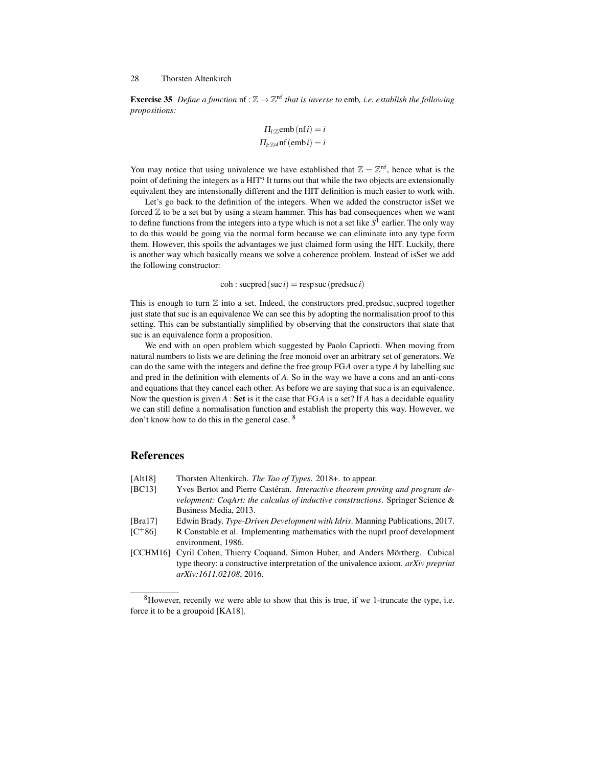**Exercise 35** *Define a function* $\mathrm{nf} : \mathbb{Z} \to \mathbb{Z}^{\mathrm{nf}}$ *that is inverse to* emb*, i.e. establish the following propositions:*

$$\Pi_{i:\mathbb{Z}} \mathrm{emb}\,(\mathrm{nf}\,i) = i$$
$$\Pi_{i:\mathbb{Z}^{\mathrm{nf}}} \mathrm{nf}\,(\mathrm{emb}\,i) = i$$

You may notice that using univalence we have established that $\mathbb{Z} = \mathbb{Z}^{\mathrm{nf}}$, hence what is the point of defining the integers as a HIT? It turns out that while the two objects are extensionally equivalent they are intensionally different and the HIT definition is much easier to work with.

Let's go back to the definition of the integers. When we added the constructor isSet we forced $\mathbb{Z}$ to be a set but by using a steam hammer. This has bad consequences when we want to define functions from the integers into a type which is not a set like $S^1$ earlier. The only way to do this would be going via the normal form because we can eliminate into any type form them. However, this spoils the advantages we just claimed form using the HIT. Luckily, there is another way which basically means we solve a coherence problem. Instead of isSet we add the following constructor:

$$\mathrm{coh} : \mathrm{sucpred}\,(\mathrm{suc}\,i) = \mathrm{resp}\,\mathrm{suc}\,(\mathrm{predsuc}\,i)$$

This is enough to turn $\mathbb{Z}$ into a set. Indeed, the constructors pred, predsuc, sucpred together just state that suc is an equivalence We can see this by adopting the normalisation proof to this setting. This can be substantially simplified by observing that the constructors that state that suc is an equivalence form a proposition.

We end with an open problem which suggested by Paolo Capriotti. When moving from natural numbers to lists we are defining the free monoid over an arbitrary set of generators. We can do the same with the integers and define the free group FG$A$ over a type $A$ by labelling suc and pred in the definition with elements of $A$. So in the way we have a cons and an anti-cons and equations that they cancel each other. As before we are saying that suc $a$ is an equivalence. Now the question is given $A$ : **Set** is it the case that FG$A$ is a set? If $A$ has a decidable equality we can still define a normalisation function and establish the property this way. However, we don't know how to do this in the general case. [8]

## References

- [Alt18] Thorsten Altenkirch. *The Tao of Types*. 2018+. to appear.
- [BC13] Yves Bertot and Pierre Castéran. *Interactive theorem proving and program development: CoqArt: the calculus of inductive constructions*. Springer Science & Business Media, 2013.
- [Bra17] Edwin Brady. *Type-Driven Development with Idris*. Manning Publications, 2017.
- [C+86] R Constable et al. Implementing mathematics with the nuprl proof development environment, 1986.
- [CCHM16] Cyril Cohen, Thierry Coquand, Simon Huber, and Anders Mörtberg. Cubical type theory: a constructive interpretation of the univalence axiom. *arXiv preprint arXiv:1611.02108*, 2016.

---

[8] However, recently we were able to show that this is true, if we 1-truncate the type, i.e. force it to be a groupoid [KA18].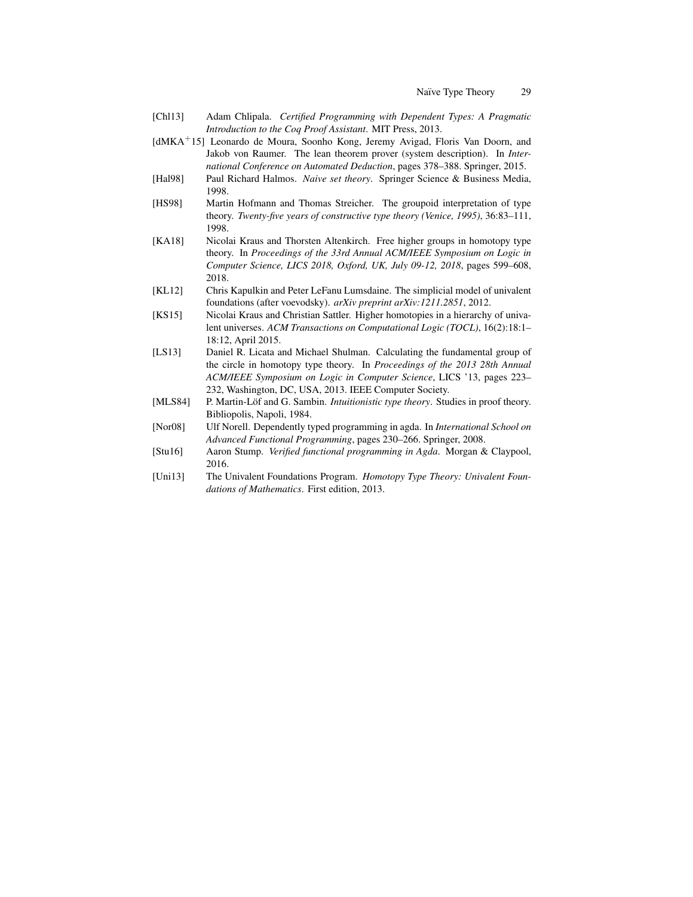[Chl13] Adam Chlipala. *Certified Programming with Dependent Types: A Pragmatic Introduction to the Coq Proof Assistant*. MIT Press, 2013.

[dMKA+15] Leonardo de Moura, Soonho Kong, Jeremy Avigad, Floris Van Doorn, and Jakob von Raumer. The lean theorem prover (system description). In *International Conference on Automated Deduction*, pages 378–388. Springer, 2015.

[Hal98] Paul Richard Halmos. *Naive set theory*. Springer Science & Business Media, 1998.

[HS98] Martin Hofmann and Thomas Streicher. The groupoid interpretation of type theory. *Twenty-five years of constructive type theory (Venice, 1995)*, 36:83–111, 1998.

[KA18] Nicolai Kraus and Thorsten Altenkirch. Free higher groups in homotopy type theory. In *Proceedings of the 33rd Annual ACM/IEEE Symposium on Logic in Computer Science, LICS 2018, Oxford, UK, July 09-12, 2018*, pages 599–608, 2018.

[KL12] Chris Kapulkin and Peter LeFanu Lumsdaine. The simplicial model of univalent foundations (after voevodsky). *arXiv preprint arXiv:1211.2851*, 2012.

[KS15] Nicolai Kraus and Christian Sattler. Higher homotopies in a hierarchy of univalent universes. *ACM Transactions on Computational Logic (TOCL)*, 16(2):18:1–18:12, April 2015.

[LS13] Daniel R. Licata and Michael Shulman. Calculating the fundamental group of the circle in homotopy type theory. In *Proceedings of the 2013 28th Annual ACM/IEEE Symposium on Logic in Computer Science*, LICS '13, pages 223–232, Washington, DC, USA, 2013. IEEE Computer Society.

[MLS84] P. Martin-Löf and G. Sambin. *Intuitionistic type theory*. Studies in proof theory. Bibliopolis, Napoli, 1984.

[Nor08] Ulf Norell. Dependently typed programming in agda. In *International School on Advanced Functional Programming*, pages 230–266. Springer, 2008.

[Stu16] Aaron Stump. *Verified functional programming in Agda*. Morgan & Claypool, 2016.

[Uni13] The Univalent Foundations Program. *Homotopy Type Theory: Univalent Foundations of Mathematics*. First edition, 2013.